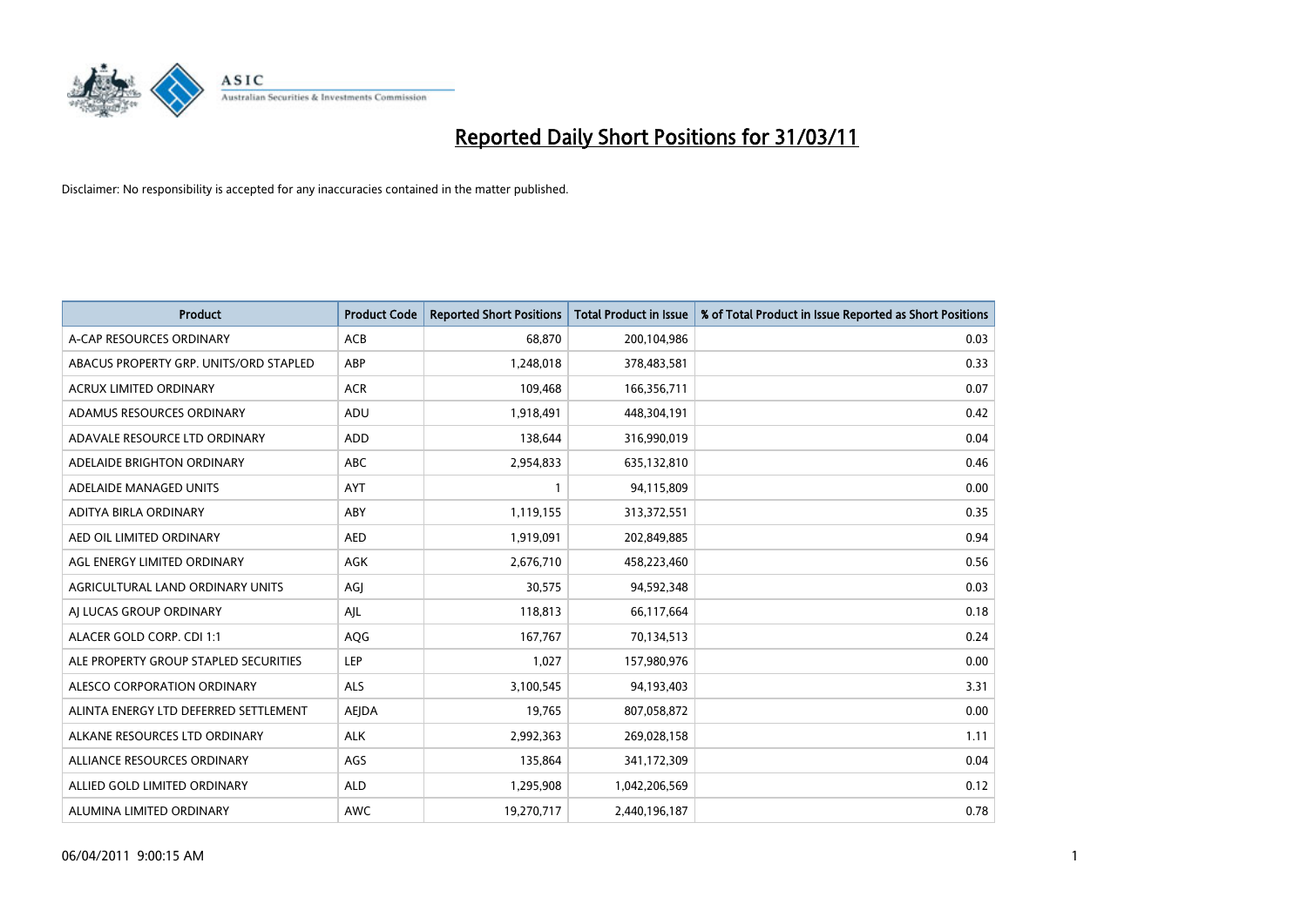# Reported Daily Short Positions for 31/03/11

Disclaimer: No responsibility is accepted for any inaccuracies contained in the matter published.

| Product | Product Code | Reported Short Positions | Total Product in Issue | % of Total Product in Issue Reported as Short Positions |
|---|---|---|---|---|
| A-CAP RESOURCES ORDINARY | ACB | 68,870 | 200,104,986 | 0.03 |
| ABACUS PROPERTY GRP. UNITS/ORD STAPLED | ABP | 1,248,018 | 378,483,581 | 0.33 |
| ACRUX LIMITED ORDINARY | ACR | 109,468 | 166,356,711 | 0.07 |
| ADAMUS RESOURCES ORDINARY | ADU | 1,918,491 | 448,304,191 | 0.42 |
| ADAVALE RESOURCE LTD ORDINARY | ADD | 138,644 | 316,990,019 | 0.04 |
| ADELAIDE BRIGHTON ORDINARY | ABC | 2,954,833 | 635,132,810 | 0.46 |
| ADELAIDE MANAGED UNITS | AYT | 1 | 94,115,809 | 0.00 |
| ADITYA BIRLA ORDINARY | ABY | 1,119,155 | 313,372,551 | 0.35 |
| AED OIL LIMITED ORDINARY | AED | 1,919,091 | 202,849,885 | 0.94 |
| AGL ENERGY LIMITED ORDINARY | AGK | 2,676,710 | 458,223,460 | 0.56 |
| AGRICULTURAL LAND ORDINARY UNITS | AGJ | 30,575 | 94,592,348 | 0.03 |
| AJ LUCAS GROUP ORDINARY | AJL | 118,813 | 66,117,664 | 0.18 |
| ALACER GOLD CORP. CDI 1:1 | AQG | 167,767 | 70,134,513 | 0.24 |
| ALE PROPERTY GROUP STAPLED SECURITIES | LEP | 1,027 | 157,980,976 | 0.00 |
| ALESCO CORPORATION ORDINARY | ALS | 3,100,545 | 94,193,403 | 3.31 |
| ALINTA ENERGY LTD DEFERRED SETTLEMENT | AEJDA | 19,765 | 807,058,872 | 0.00 |
| ALKANE RESOURCES LTD ORDINARY | ALK | 2,992,363 | 269,028,158 | 1.11 |
| ALLIANCE RESOURCES ORDINARY | AGS | 135,864 | 341,172,309 | 0.04 |
| ALLIED GOLD LIMITED ORDINARY | ALD | 1,295,908 | 1,042,206,569 | 0.12 |
| ALUMINA LIMITED ORDINARY | AWC | 19,270,717 | 2,440,196,187 | 0.78 |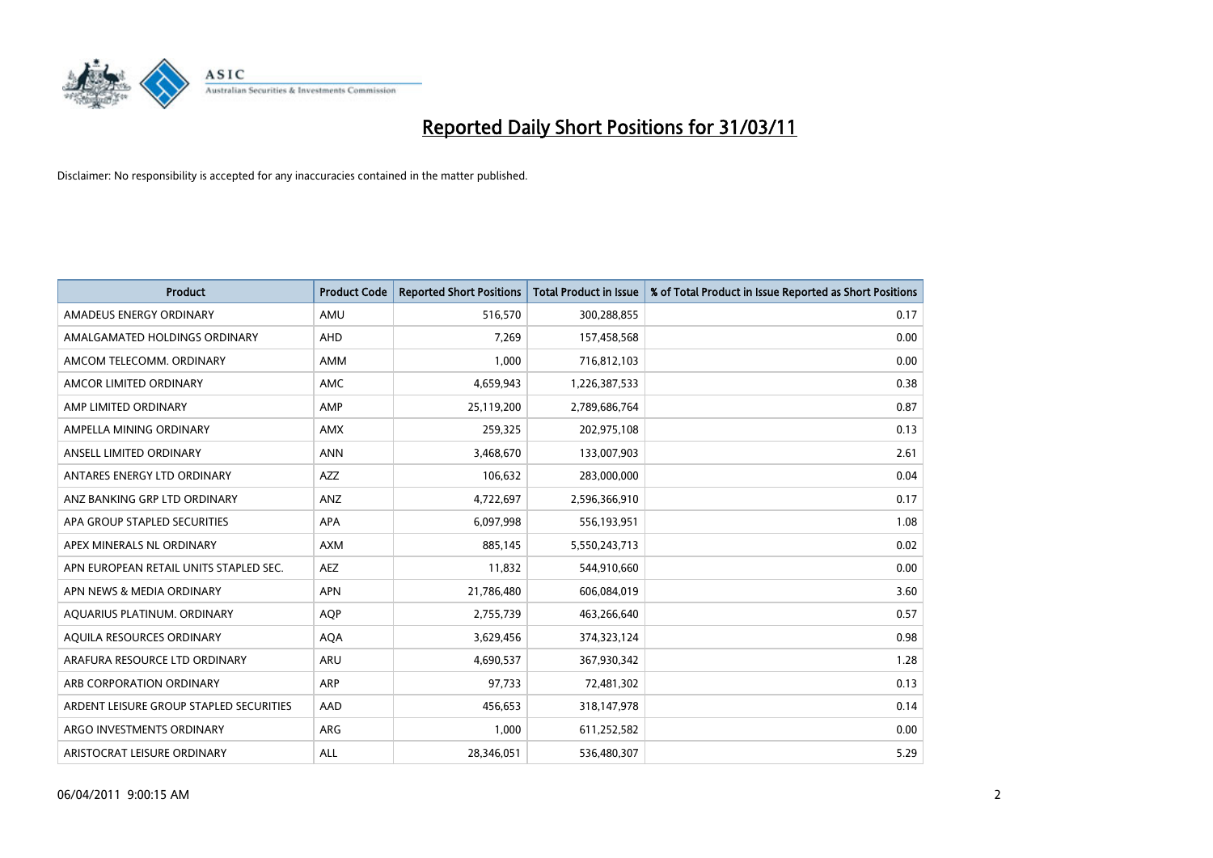# Reported Daily Short Positions for 31/03/11

Disclaimer: No responsibility is accepted for any inaccuracies contained in the matter published.

| Product | Product Code | Reported Short Positions | Total Product in Issue | % of Total Product in Issue Reported as Short Positions |
|---|---|---|---|---|
| AMADEUS ENERGY ORDINARY | AMU | 516,570 | 300,288,855 | 0.17 |
| AMALGAMATED HOLDINGS ORDINARY | AHD | 7,269 | 157,458,568 | 0.00 |
| AMCOM TELECOMM. ORDINARY | AMM | 1,000 | 716,812,103 | 0.00 |
| AMCOR LIMITED ORDINARY | AMC | 4,659,943 | 1,226,387,533 | 0.38 |
| AMP LIMITED ORDINARY | AMP | 25,119,200 | 2,789,686,764 | 0.87 |
| AMPELLA MINING ORDINARY | AMX | 259,325 | 202,975,108 | 0.13 |
| ANSELL LIMITED ORDINARY | ANN | 3,468,670 | 133,007,903 | 2.61 |
| ANTARES ENERGY LTD ORDINARY | AZZ | 106,632 | 283,000,000 | 0.04 |
| ANZ BANKING GRP LTD ORDINARY | ANZ | 4,722,697 | 2,596,366,910 | 0.17 |
| APA GROUP STAPLED SECURITIES | APA | 6,097,998 | 556,193,951 | 1.08 |
| APEX MINERALS NL ORDINARY | AXM | 885,145 | 5,550,243,713 | 0.02 |
| APN EUROPEAN RETAIL UNITS STAPLED SEC. | AEZ | 11,832 | 544,910,660 | 0.00 |
| APN NEWS & MEDIA ORDINARY | APN | 21,786,480 | 606,084,019 | 3.60 |
| AQUARIUS PLATINUM. ORDINARY | AQP | 2,755,739 | 463,266,640 | 0.57 |
| AQUILA RESOURCES ORDINARY | AQA | 3,629,456 | 374,323,124 | 0.98 |
| ARAFURA RESOURCE LTD ORDINARY | ARU | 4,690,537 | 367,930,342 | 1.28 |
| ARB CORPORATION ORDINARY | ARP | 97,733 | 72,481,302 | 0.13 |
| ARDENT LEISURE GROUP STAPLED SECURITIES | AAD | 456,653 | 318,147,978 | 0.14 |
| ARGO INVESTMENTS ORDINARY | ARG | 1,000 | 611,252,582 | 0.00 |
| ARISTOCRAT LEISURE ORDINARY | ALL | 28,346,051 | 536,480,307 | 5.29 |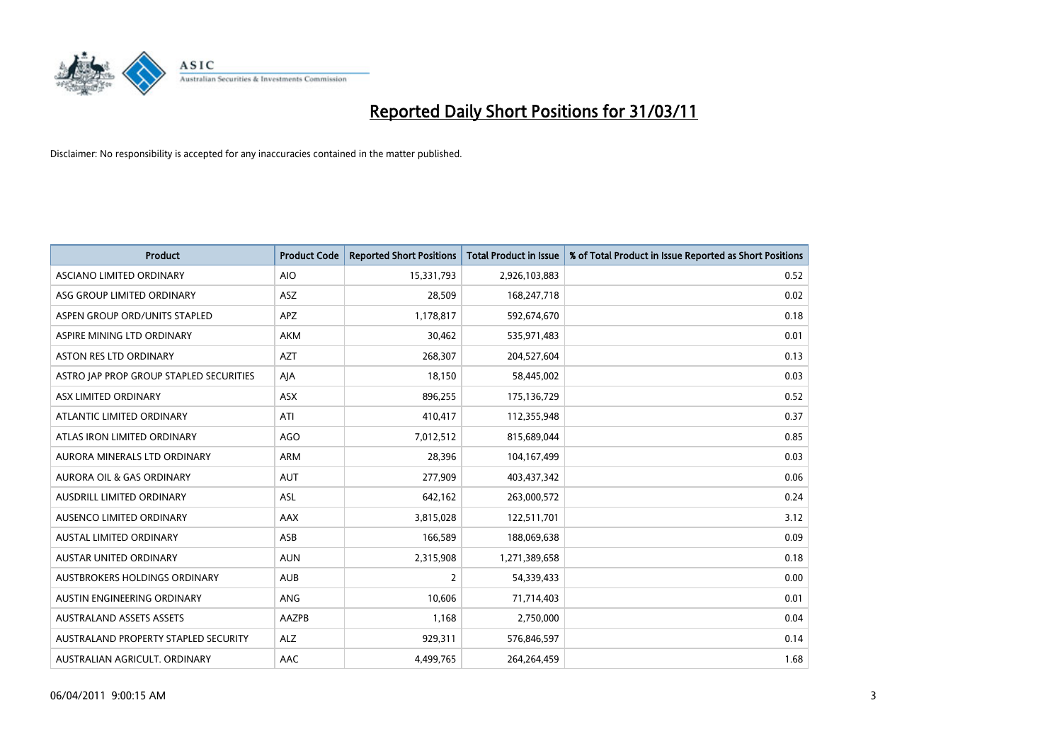# Reported Daily Short Positions for 31/03/11

Disclaimer: No responsibility is accepted for any inaccuracies contained in the matter published.

| Product | Product Code | Reported Short Positions | Total Product in Issue | % of Total Product in Issue Reported as Short Positions |
|---|---|---|---|---|
| ASCIANO LIMITED ORDINARY | AIO | 15,331,793 | 2,926,103,883 | 0.52 |
| ASG GROUP LIMITED ORDINARY | ASZ | 28,509 | 168,247,718 | 0.02 |
| ASPEN GROUP ORD/UNITS STAPLED | APZ | 1,178,817 | 592,674,670 | 0.18 |
| ASPIRE MINING LTD ORDINARY | AKM | 30,462 | 535,971,483 | 0.01 |
| ASTON RES LTD ORDINARY | AZT | 268,307 | 204,527,604 | 0.13 |
| ASTRO JAP PROP GROUP STAPLED SECURITIES | AJA | 18,150 | 58,445,002 | 0.03 |
| ASX LIMITED ORDINARY | ASX | 896,255 | 175,136,729 | 0.52 |
| ATLANTIC LIMITED ORDINARY | ATI | 410,417 | 112,355,948 | 0.37 |
| ATLAS IRON LIMITED ORDINARY | AGO | 7,012,512 | 815,689,044 | 0.85 |
| AURORA MINERALS LTD ORDINARY | ARM | 28,396 | 104,167,499 | 0.03 |
| AURORA OIL & GAS ORDINARY | AUT | 277,909 | 403,437,342 | 0.06 |
| AUSDRILL LIMITED ORDINARY | ASL | 642,162 | 263,000,572 | 0.24 |
| AUSENCO LIMITED ORDINARY | AAX | 3,815,028 | 122,511,701 | 3.12 |
| AUSTAL LIMITED ORDINARY | ASB | 166,589 | 188,069,638 | 0.09 |
| AUSTAR UNITED ORDINARY | AUN | 2,315,908 | 1,271,389,658 | 0.18 |
| AUSTBROKERS HOLDINGS ORDINARY | AUB | 2 | 54,339,433 | 0.00 |
| AUSTIN ENGINEERING ORDINARY | ANG | 10,606 | 71,714,403 | 0.01 |
| AUSTRALAND ASSETS ASSETS | AAZPB | 1,168 | 2,750,000 | 0.04 |
| AUSTRALAND PROPERTY STAPLED SECURITY | ALZ | 929,311 | 576,846,597 | 0.14 |
| AUSTRALIAN AGRICULT. ORDINARY | AAC | 4,499,765 | 264,264,459 | 1.68 |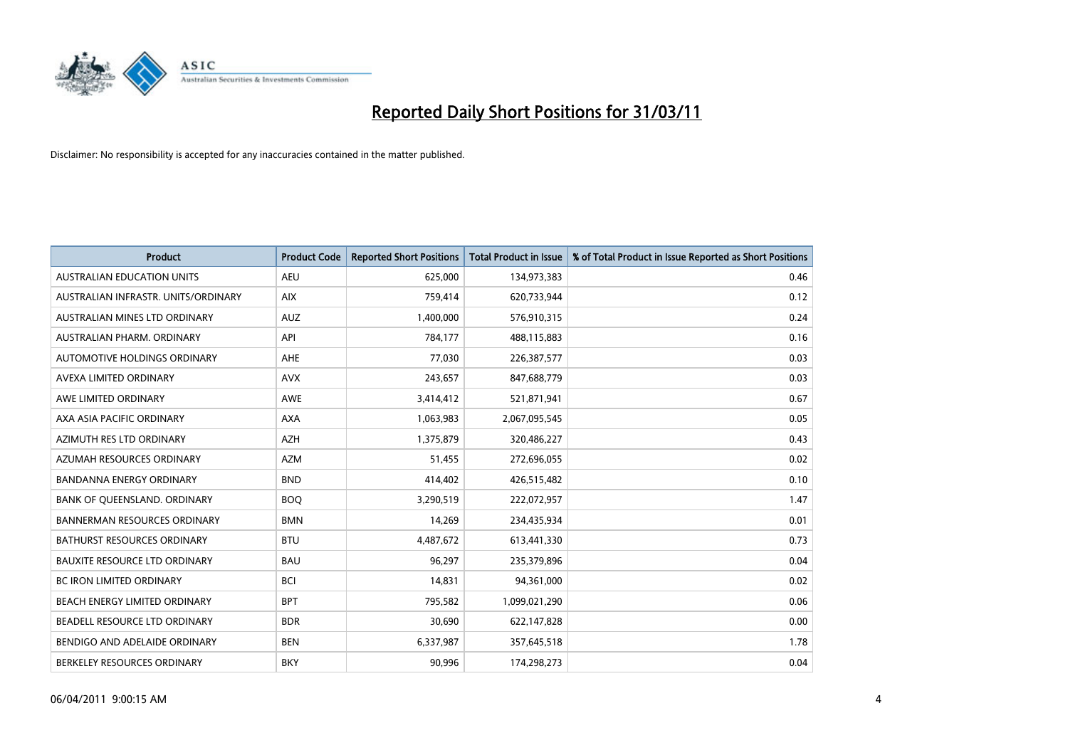# Reported Daily Short Positions for 31/03/11

Disclaimer: No responsibility is accepted for any inaccuracies contained in the matter published.

| Product | Product Code | Reported Short Positions | Total Product in Issue | % of Total Product in Issue Reported as Short Positions |
|---|---|---|---|---|
| AUSTRALIAN EDUCATION UNITS | AEU | 625,000 | 134,973,383 | 0.46 |
| AUSTRALIAN INFRASTR. UNITS/ORDINARY | AIX | 759,414 | 620,733,944 | 0.12 |
| AUSTRALIAN MINES LTD ORDINARY | AUZ | 1,400,000 | 576,910,315 | 0.24 |
| AUSTRALIAN PHARM. ORDINARY | API | 784,177 | 488,115,883 | 0.16 |
| AUTOMOTIVE HOLDINGS ORDINARY | AHE | 77,030 | 226,387,577 | 0.03 |
| AVEXA LIMITED ORDINARY | AVX | 243,657 | 847,688,779 | 0.03 |
| AWE LIMITED ORDINARY | AWE | 3,414,412 | 521,871,941 | 0.67 |
| AXA ASIA PACIFIC ORDINARY | AXA | 1,063,983 | 2,067,095,545 | 0.05 |
| AZIMUTH RES LTD ORDINARY | AZH | 1,375,879 | 320,486,227 | 0.43 |
| AZUMAH RESOURCES ORDINARY | AZM | 51,455 | 272,696,055 | 0.02 |
| BANDANNA ENERGY ORDINARY | BND | 414,402 | 426,515,482 | 0.10 |
| BANK OF QUEENSLAND. ORDINARY | BOQ | 3,290,519 | 222,072,957 | 1.47 |
| BANNERMAN RESOURCES ORDINARY | BMN | 14,269 | 234,435,934 | 0.01 |
| BATHURST RESOURCES ORDINARY | BTU | 4,487,672 | 613,441,330 | 0.73 |
| BAUXITE RESOURCE LTD ORDINARY | BAU | 96,297 | 235,379,896 | 0.04 |
| BC IRON LIMITED ORDINARY | BCI | 14,831 | 94,361,000 | 0.02 |
| BEACH ENERGY LIMITED ORDINARY | BPT | 795,582 | 1,099,021,290 | 0.06 |
| BEADELL RESOURCE LTD ORDINARY | BDR | 30,690 | 622,147,828 | 0.00 |
| BENDIGO AND ADELAIDE ORDINARY | BEN | 6,337,987 | 357,645,518 | 1.78 |
| BERKELEY RESOURCES ORDINARY | BKY | 90,996 | 174,298,273 | 0.04 |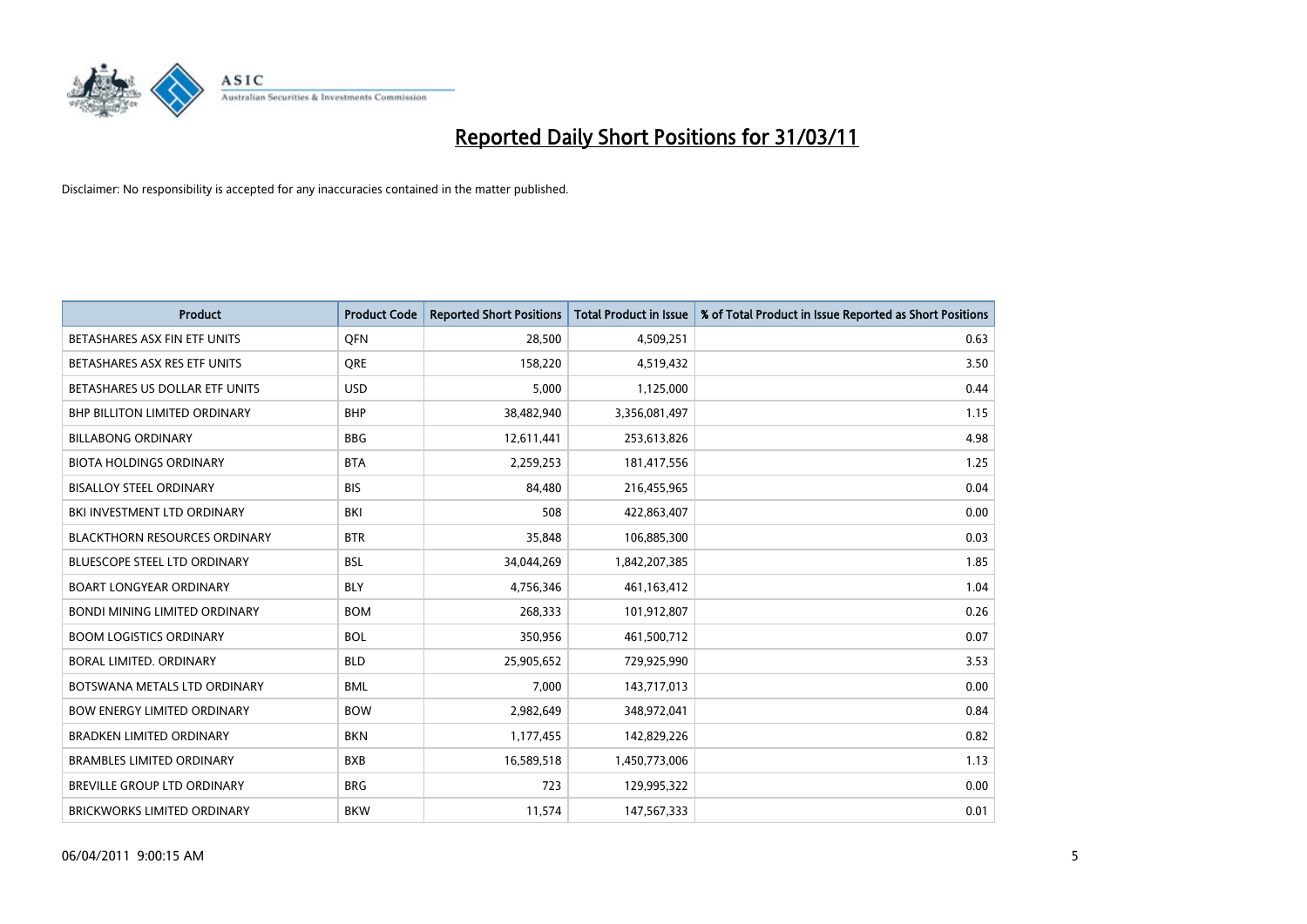# Reported Daily Short Positions for 31/03/11

Disclaimer: No responsibility is accepted for any inaccuracies contained in the matter published.

| Product | Product Code | Reported Short Positions | Total Product in Issue | % of Total Product in Issue Reported as Short Positions |
|---|---|---|---|---|
| BETASHARES ASX FIN ETF UNITS | QFN | 28,500 | 4,509,251 | 0.63 |
| BETASHARES ASX RES ETF UNITS | QRE | 158,220 | 4,519,432 | 3.50 |
| BETASHARES US DOLLAR ETF UNITS | USD | 5,000 | 1,125,000 | 0.44 |
| BHP BILLITON LIMITED ORDINARY | BHP | 38,482,940 | 3,356,081,497 | 1.15 |
| BILLABONG ORDINARY | BBG | 12,611,441 | 253,613,826 | 4.98 |
| BIOTA HOLDINGS ORDINARY | BTA | 2,259,253 | 181,417,556 | 1.25 |
| BISALLOY STEEL ORDINARY | BIS | 84,480 | 216,455,965 | 0.04 |
| BKI INVESTMENT LTD ORDINARY | BKI | 508 | 422,863,407 | 0.00 |
| BLACKTHORN RESOURCES ORDINARY | BTR | 35,848 | 106,885,300 | 0.03 |
| BLUESCOPE STEEL LTD ORDINARY | BSL | 34,044,269 | 1,842,207,385 | 1.85 |
| BOART LONGYEAR ORDINARY | BLY | 4,756,346 | 461,163,412 | 1.04 |
| BONDI MINING LIMITED ORDINARY | BOM | 268,333 | 101,912,807 | 0.26 |
| BOOM LOGISTICS ORDINARY | BOL | 350,956 | 461,500,712 | 0.07 |
| BORAL LIMITED. ORDINARY | BLD | 25,905,652 | 729,925,990 | 3.53 |
| BOTSWANA METALS LTD ORDINARY | BML | 7,000 | 143,717,013 | 0.00 |
| BOW ENERGY LIMITED ORDINARY | BOW | 2,982,649 | 348,972,041 | 0.84 |
| BRADKEN LIMITED ORDINARY | BKN | 1,177,455 | 142,829,226 | 0.82 |
| BRAMBLES LIMITED ORDINARY | BXB | 16,589,518 | 1,450,773,006 | 1.13 |
| BREVILLE GROUP LTD ORDINARY | BRG | 723 | 129,995,322 | 0.00 |
| BRICKWORKS LIMITED ORDINARY | BKW | 11,574 | 147,567,333 | 0.01 |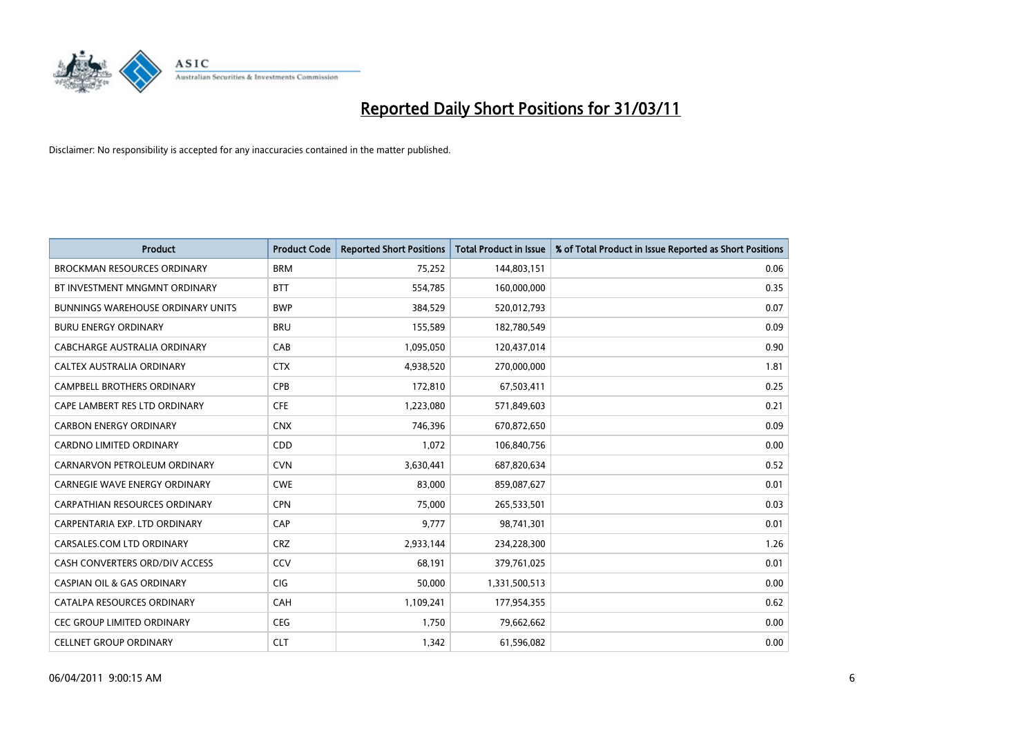# Reported Daily Short Positions for 31/03/11

Disclaimer: No responsibility is accepted for any inaccuracies contained in the matter published.

| Product | Product Code | Reported Short Positions | Total Product in Issue | % of Total Product in Issue Reported as Short Positions |
|---|---|---|---|---|
| BROCKMAN RESOURCES ORDINARY | BRM | 75,252 | 144,803,151 | 0.06 |
| BT INVESTMENT MNGMNT ORDINARY | BTT | 554,785 | 160,000,000 | 0.35 |
| BUNNINGS WAREHOUSE ORDINARY UNITS | BWP | 384,529 | 520,012,793 | 0.07 |
| BURU ENERGY ORDINARY | BRU | 155,589 | 182,780,549 | 0.09 |
| CABCHARGE AUSTRALIA ORDINARY | CAB | 1,095,050 | 120,437,014 | 0.90 |
| CALTEX AUSTRALIA ORDINARY | CTX | 4,938,520 | 270,000,000 | 1.81 |
| CAMPBELL BROTHERS ORDINARY | CPB | 172,810 | 67,503,411 | 0.25 |
| CAPE LAMBERT RES LTD ORDINARY | CFE | 1,223,080 | 571,849,603 | 0.21 |
| CARBON ENERGY ORDINARY | CNX | 746,396 | 670,872,650 | 0.09 |
| CARDNO LIMITED ORDINARY | CDD | 1,072 | 106,840,756 | 0.00 |
| CARNARVON PETROLEUM ORDINARY | CVN | 3,630,441 | 687,820,634 | 0.52 |
| CARNEGIE WAVE ENERGY ORDINARY | CWE | 83,000 | 859,087,627 | 0.01 |
| CARPATHIAN RESOURCES ORDINARY | CPN | 75,000 | 265,533,501 | 0.03 |
| CARPENTARIA EXP. LTD ORDINARY | CAP | 9,777 | 98,741,301 | 0.01 |
| CARSALES.COM LTD ORDINARY | CRZ | 2,933,144 | 234,228,300 | 1.26 |
| CASH CONVERTERS ORD/DIV ACCESS | CCV | 68,191 | 379,761,025 | 0.01 |
| CASPIAN OIL & GAS ORDINARY | CIG | 50,000 | 1,331,500,513 | 0.00 |
| CATALPA RESOURCES ORDINARY | CAH | 1,109,241 | 177,954,355 | 0.62 |
| CEC GROUP LIMITED ORDINARY | CEG | 1,750 | 79,662,662 | 0.00 |
| CELLNET GROUP ORDINARY | CLT | 1,342 | 61,596,082 | 0.00 |

06/04/2011 9:00:15 AM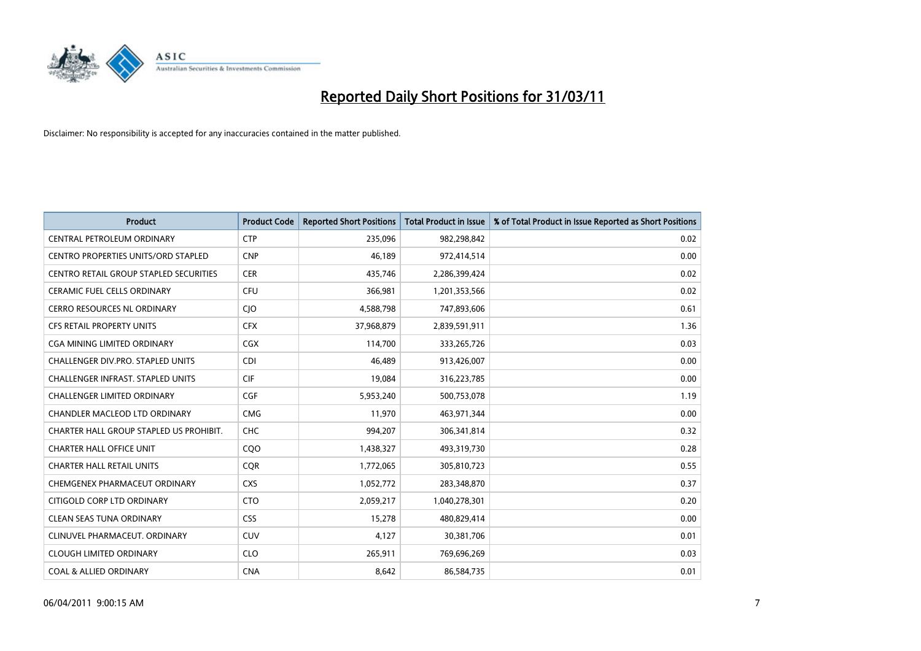# Reported Daily Short Positions for 31/03/11

Disclaimer: No responsibility is accepted for any inaccuracies contained in the matter published.

| Product | Product Code | Reported Short Positions | Total Product in Issue | % of Total Product in Issue Reported as Short Positions |
|---|---|---|---|---|
| CENTRAL PETROLEUM ORDINARY | CTP | 235,096 | 982,298,842 | 0.02 |
| CENTRO PROPERTIES UNITS/ORD STAPLED | CNP | 46,189 | 972,414,514 | 0.00 |
| CENTRO RETAIL GROUP STAPLED SECURITIES | CER | 435,746 | 2,286,399,424 | 0.02 |
| CERAMIC FUEL CELLS ORDINARY | CFU | 366,981 | 1,201,353,566 | 0.02 |
| CERRO RESOURCES NL ORDINARY | CJO | 4,588,798 | 747,893,606 | 0.61 |
| CFS RETAIL PROPERTY UNITS | CFX | 37,968,879 | 2,839,591,911 | 1.36 |
| CGA MINING LIMITED ORDINARY | CGX | 114,700 | 333,265,726 | 0.03 |
| CHALLENGER DIV.PRO. STAPLED UNITS | CDI | 46,489 | 913,426,007 | 0.00 |
| CHALLENGER INFRAST. STAPLED UNITS | CIF | 19,084 | 316,223,785 | 0.00 |
| CHALLENGER LIMITED ORDINARY | CGF | 5,953,240 | 500,753,078 | 1.19 |
| CHANDLER MACLEOD LTD ORDINARY | CMG | 11,970 | 463,971,344 | 0.00 |
| CHARTER HALL GROUP STAPLED US PROHIBIT. | CHC | 994,207 | 306,341,814 | 0.32 |
| CHARTER HALL OFFICE UNIT | CQO | 1,438,327 | 493,319,730 | 0.28 |
| CHARTER HALL RETAIL UNITS | CQR | 1,772,065 | 305,810,723 | 0.55 |
| CHEMGENEX PHARMACEUT ORDINARY | CXS | 1,052,772 | 283,348,870 | 0.37 |
| CITIGOLD CORP LTD ORDINARY | CTO | 2,059,217 | 1,040,278,301 | 0.20 |
| CLEAN SEAS TUNA ORDINARY | CSS | 15,278 | 480,829,414 | 0.00 |
| CLINUVEL PHARMACEUT. ORDINARY | CUV | 4,127 | 30,381,706 | 0.01 |
| CLOUGH LIMITED ORDINARY | CLO | 265,911 | 769,696,269 | 0.03 |
| COAL & ALLIED ORDINARY | CNA | 8,642 | 86,584,735 | 0.01 |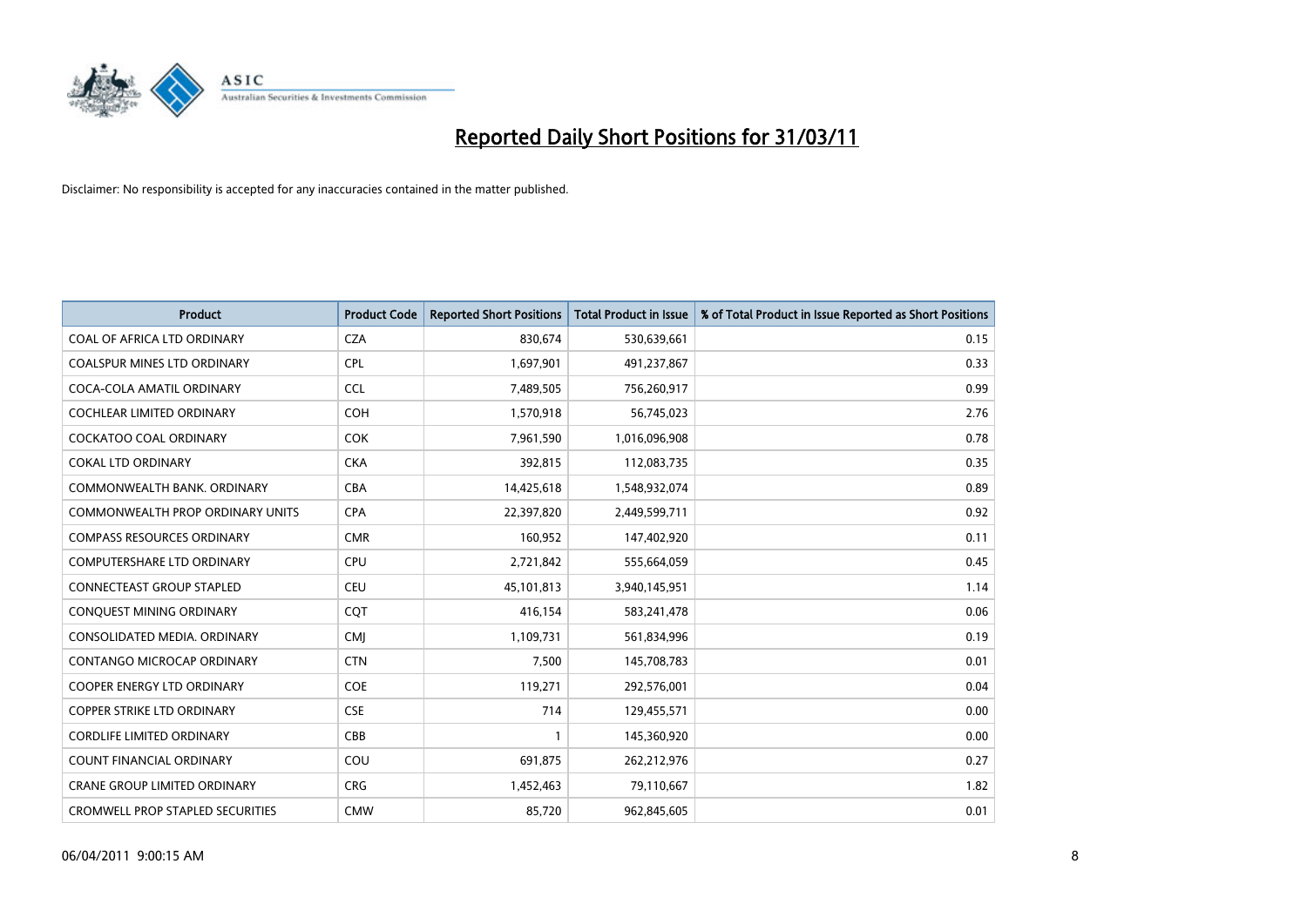# Reported Daily Short Positions for 31/03/11

Disclaimer: No responsibility is accepted for any inaccuracies contained in the matter published.

| Product | Product Code | Reported Short Positions | Total Product in Issue | % of Total Product in Issue Reported as Short Positions |
|---|---|---|---|---|
| COAL OF AFRICA LTD ORDINARY | CZA | 830,674 | 530,639,661 | 0.15 |
| COALSPUR MINES LTD ORDINARY | CPL | 1,697,901 | 491,237,867 | 0.33 |
| COCA-COLA AMATIL ORDINARY | CCL | 7,489,505 | 756,260,917 | 0.99 |
| COCHLEAR LIMITED ORDINARY | COH | 1,570,918 | 56,745,023 | 2.76 |
| COCKATOO COAL ORDINARY | COK | 7,961,590 | 1,016,096,908 | 0.78 |
| COKAL LTD ORDINARY | CKA | 392,815 | 112,083,735 | 0.35 |
| COMMONWEALTH BANK. ORDINARY | CBA | 14,425,618 | 1,548,932,074 | 0.89 |
| COMMONWEALTH PROP ORDINARY UNITS | CPA | 22,397,820 | 2,449,599,711 | 0.92 |
| COMPASS RESOURCES ORDINARY | CMR | 160,952 | 147,402,920 | 0.11 |
| COMPUTERSHARE LTD ORDINARY | CPU | 2,721,842 | 555,664,059 | 0.45 |
| CONNECTEAST GROUP STAPLED | CEU | 45,101,813 | 3,940,145,951 | 1.14 |
| CONQUEST MINING ORDINARY | CQT | 416,154 | 583,241,478 | 0.06 |
| CONSOLIDATED MEDIA. ORDINARY | CMJ | 1,109,731 | 561,834,996 | 0.19 |
| CONTANGO MICROCAP ORDINARY | CTN | 7,500 | 145,708,783 | 0.01 |
| COOPER ENERGY LTD ORDINARY | COE | 119,271 | 292,576,001 | 0.04 |
| COPPER STRIKE LTD ORDINARY | CSE | 714 | 129,455,571 | 0.00 |
| CORDLIFE LIMITED ORDINARY | CBB | 1 | 145,360,920 | 0.00 |
| COUNT FINANCIAL ORDINARY | COU | 691,875 | 262,212,976 | 0.27 |
| CRANE GROUP LIMITED ORDINARY | CRG | 1,452,463 | 79,110,667 | 1.82 |
| CROMWELL PROP STAPLED SECURITIES | CMW | 85,720 | 962,845,605 | 0.01 |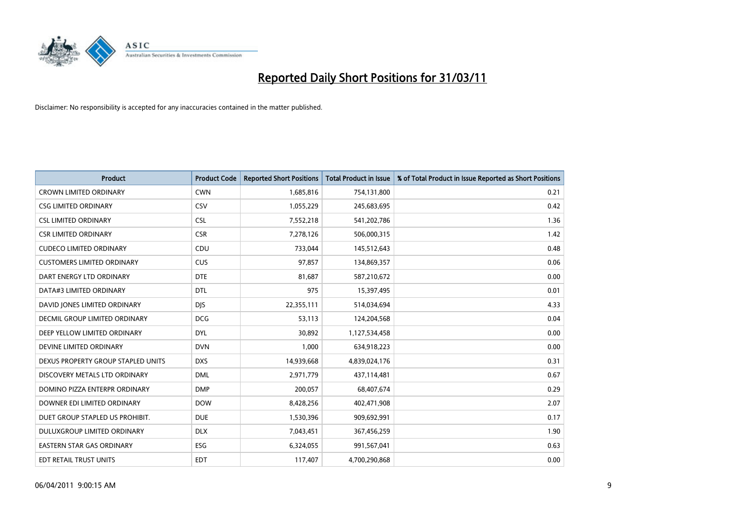# Reported Daily Short Positions for 31/03/11

Disclaimer: No responsibility is accepted for any inaccuracies contained in the matter published.

| Product | Product Code | Reported Short Positions | Total Product in Issue | % of Total Product in Issue Reported as Short Positions |
|---|---|---|---|---|
| CROWN LIMITED ORDINARY | CWN | 1,685,816 | 754,131,800 | 0.21 |
| CSG LIMITED ORDINARY | CSV | 1,055,229 | 245,683,695 | 0.42 |
| CSL LIMITED ORDINARY | CSL | 7,552,218 | 541,202,786 | 1.36 |
| CSR LIMITED ORDINARY | CSR | 7,278,126 | 506,000,315 | 1.42 |
| CUDECO LIMITED ORDINARY | CDU | 733,044 | 145,512,643 | 0.48 |
| CUSTOMERS LIMITED ORDINARY | CUS | 97,857 | 134,869,357 | 0.06 |
| DART ENERGY LTD ORDINARY | DTE | 81,687 | 587,210,672 | 0.00 |
| DATA#3 LIMITED ORDINARY | DTL | 975 | 15,397,495 | 0.01 |
| DAVID JONES LIMITED ORDINARY | DJS | 22,355,111 | 514,034,694 | 4.33 |
| DECMIL GROUP LIMITED ORDINARY | DCG | 53,113 | 124,204,568 | 0.04 |
| DEEP YELLOW LIMITED ORDINARY | DYL | 30,892 | 1,127,534,458 | 0.00 |
| DEVINE LIMITED ORDINARY | DVN | 1,000 | 634,918,223 | 0.00 |
| DEXUS PROPERTY GROUP STAPLED UNITS | DXS | 14,939,668 | 4,839,024,176 | 0.31 |
| DISCOVERY METALS LTD ORDINARY | DML | 2,971,779 | 437,114,481 | 0.67 |
| DOMINO PIZZA ENTERPR ORDINARY | DMP | 200,057 | 68,407,674 | 0.29 |
| DOWNER EDI LIMITED ORDINARY | DOW | 8,428,256 | 402,471,908 | 2.07 |
| DUET GROUP STAPLED US PROHIBIT. | DUE | 1,530,396 | 909,692,991 | 0.17 |
| DULUXGROUP LIMITED ORDINARY | DLX | 7,043,451 | 367,456,259 | 1.90 |
| EASTERN STAR GAS ORDINARY | ESG | 6,324,055 | 991,567,041 | 0.63 |
| EDT RETAIL TRUST UNITS | EDT | 117,407 | 4,700,290,868 | 0.00 |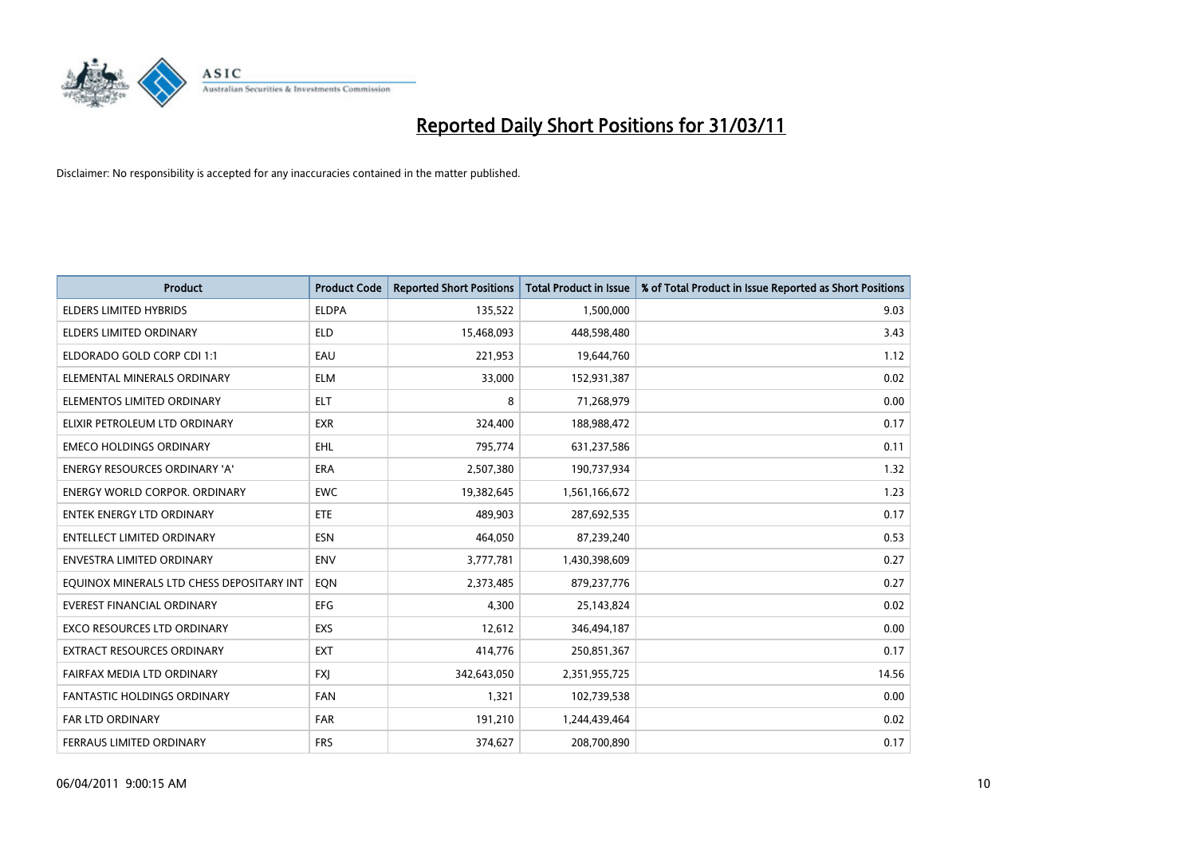# Reported Daily Short Positions for 31/03/11

Disclaimer: No responsibility is accepted for any inaccuracies contained in the matter published.

| Product | Product Code | Reported Short Positions | Total Product in Issue | % of Total Product in Issue Reported as Short Positions |
|---|---|---|---|---|
| ELDERS LIMITED HYBRIDS | ELDPA | 135,522 | 1,500,000 | 9.03 |
| ELDERS LIMITED ORDINARY | ELD | 15,468,093 | 448,598,480 | 3.43 |
| ELDORADO GOLD CORP CDI 1:1 | EAU | 221,953 | 19,644,760 | 1.12 |
| ELEMENTAL MINERALS ORDINARY | ELM | 33,000 | 152,931,387 | 0.02 |
| ELEMENTOS LIMITED ORDINARY | ELT | 8 | 71,268,979 | 0.00 |
| ELIXIR PETROLEUM LTD ORDINARY | EXR | 324,400 | 188,988,472 | 0.17 |
| EMECO HOLDINGS ORDINARY | EHL | 795,774 | 631,237,586 | 0.11 |
| ENERGY RESOURCES ORDINARY 'A' | ERA | 2,507,380 | 190,737,934 | 1.32 |
| ENERGY WORLD CORPOR. ORDINARY | EWC | 19,382,645 | 1,561,166,672 | 1.23 |
| ENTEK ENERGY LTD ORDINARY | ETE | 489,903 | 287,692,535 | 0.17 |
| ENTELLECT LIMITED ORDINARY | ESN | 464,050 | 87,239,240 | 0.53 |
| ENVESTRA LIMITED ORDINARY | ENV | 3,777,781 | 1,430,398,609 | 0.27 |
| EQUINOX MINERALS LTD CHESS DEPOSITARY INT | EQN | 2,373,485 | 879,237,776 | 0.27 |
| EVEREST FINANCIAL ORDINARY | EFG | 4,300 | 25,143,824 | 0.02 |
| EXCO RESOURCES LTD ORDINARY | EXS | 12,612 | 346,494,187 | 0.00 |
| EXTRACT RESOURCES ORDINARY | EXT | 414,776 | 250,851,367 | 0.17 |
| FAIRFAX MEDIA LTD ORDINARY | FXJ | 342,643,050 | 2,351,955,725 | 14.56 |
| FANTASTIC HOLDINGS ORDINARY | FAN | 1,321 | 102,739,538 | 0.00 |
| FAR LTD ORDINARY | FAR | 191,210 | 1,244,439,464 | 0.02 |
| FERRAUS LIMITED ORDINARY | FRS | 374,627 | 208,700,890 | 0.17 |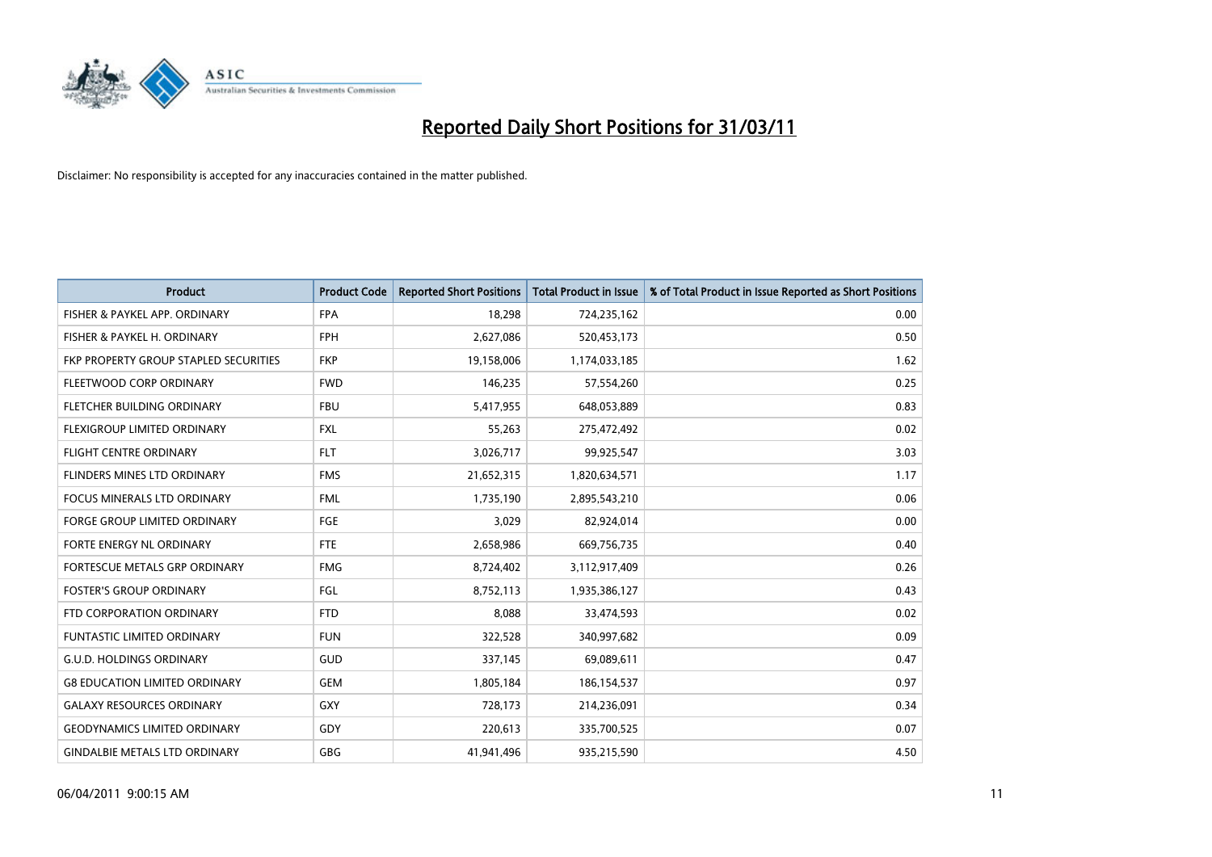# Reported Daily Short Positions for 31/03/11

Disclaimer: No responsibility is accepted for any inaccuracies contained in the matter published.

| Product | Product Code | Reported Short Positions | Total Product in Issue | % of Total Product in Issue Reported as Short Positions |
|---|---|---|---|---|
| FISHER & PAYKEL APP. ORDINARY | FPA | 18,298 | 724,235,162 | 0.00 |
| FISHER & PAYKEL H. ORDINARY | FPH | 2,627,086 | 520,453,173 | 0.50 |
| FKP PROPERTY GROUP STAPLED SECURITIES | FKP | 19,158,006 | 1,174,033,185 | 1.62 |
| FLEETWOOD CORP ORDINARY | FWD | 146,235 | 57,554,260 | 0.25 |
| FLETCHER BUILDING ORDINARY | FBU | 5,417,955 | 648,053,889 | 0.83 |
| FLEXIGROUP LIMITED ORDINARY | FXL | 55,263 | 275,472,492 | 0.02 |
| FLIGHT CENTRE ORDINARY | FLT | 3,026,717 | 99,925,547 | 3.03 |
| FLINDERS MINES LTD ORDINARY | FMS | 21,652,315 | 1,820,634,571 | 1.17 |
| FOCUS MINERALS LTD ORDINARY | FML | 1,735,190 | 2,895,543,210 | 0.06 |
| FORGE GROUP LIMITED ORDINARY | FGE | 3,029 | 82,924,014 | 0.00 |
| FORTE ENERGY NL ORDINARY | FTE | 2,658,986 | 669,756,735 | 0.40 |
| FORTESCUE METALS GRP ORDINARY | FMG | 8,724,402 | 3,112,917,409 | 0.26 |
| FOSTER'S GROUP ORDINARY | FGL | 8,752,113 | 1,935,386,127 | 0.43 |
| FTD CORPORATION ORDINARY | FTD | 8,088 | 33,474,593 | 0.02 |
| FUNTASTIC LIMITED ORDINARY | FUN | 322,528 | 340,997,682 | 0.09 |
| G.U.D. HOLDINGS ORDINARY | GUD | 337,145 | 69,089,611 | 0.47 |
| G8 EDUCATION LIMITED ORDINARY | GEM | 1,805,184 | 186,154,537 | 0.97 |
| GALAXY RESOURCES ORDINARY | GXY | 728,173 | 214,236,091 | 0.34 |
| GEODYNAMICS LIMITED ORDINARY | GDY | 220,613 | 335,700,525 | 0.07 |
| GINDALBIE METALS LTD ORDINARY | GBG | 41,941,496 | 935,215,590 | 4.50 |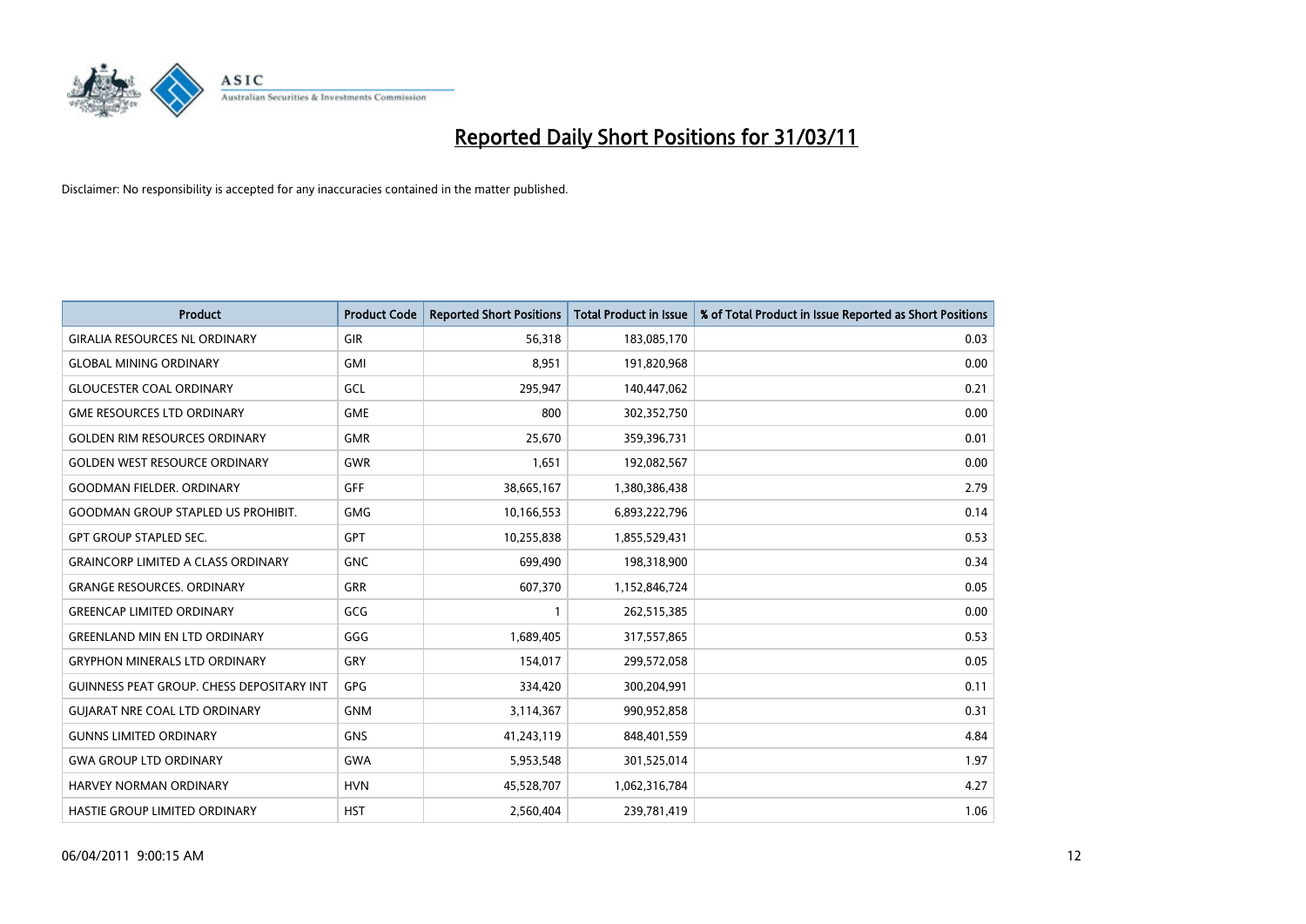# Reported Daily Short Positions for 31/03/11

Disclaimer: No responsibility is accepted for any inaccuracies contained in the matter published.

| Product | Product Code | Reported Short Positions | Total Product in Issue | % of Total Product in Issue Reported as Short Positions |
|---|---|---|---|---|
| GIRALIA RESOURCES NL ORDINARY | GIR | 56,318 | 183,085,170 | 0.03 |
| GLOBAL MINING ORDINARY | GMI | 8,951 | 191,820,968 | 0.00 |
| GLOUCESTER COAL ORDINARY | GCL | 295,947 | 140,447,062 | 0.21 |
| GME RESOURCES LTD ORDINARY | GME | 800 | 302,352,750 | 0.00 |
| GOLDEN RIM RESOURCES ORDINARY | GMR | 25,670 | 359,396,731 | 0.01 |
| GOLDEN WEST RESOURCE ORDINARY | GWR | 1,651 | 192,082,567 | 0.00 |
| GOODMAN FIELDER. ORDINARY | GFF | 38,665,167 | 1,380,386,438 | 2.79 |
| GOODMAN GROUP STAPLED US PROHIBIT. | GMG | 10,166,553 | 6,893,222,796 | 0.14 |
| GPT GROUP STAPLED SEC. | GPT | 10,255,838 | 1,855,529,431 | 0.53 |
| GRAINCORP LIMITED A CLASS ORDINARY | GNC | 699,490 | 198,318,900 | 0.34 |
| GRANGE RESOURCES. ORDINARY | GRR | 607,370 | 1,152,846,724 | 0.05 |
| GREENCAP LIMITED ORDINARY | GCG | 1 | 262,515,385 | 0.00 |
| GREENLAND MIN EN LTD ORDINARY | GGG | 1,689,405 | 317,557,865 | 0.53 |
| GRYPHON MINERALS LTD ORDINARY | GRY | 154,017 | 299,572,058 | 0.05 |
| GUINNESS PEAT GROUP. CHESS DEPOSITARY INT | GPG | 334,420 | 300,204,991 | 0.11 |
| GUJARAT NRE COAL LTD ORDINARY | GNM | 3,114,367 | 990,952,858 | 0.31 |
| GUNNS LIMITED ORDINARY | GNS | 41,243,119 | 848,401,559 | 4.84 |
| GWA GROUP LTD ORDINARY | GWA | 5,953,548 | 301,525,014 | 1.97 |
| HARVEY NORMAN ORDINARY | HVN | 45,528,707 | 1,062,316,784 | 4.27 |
| HASTIE GROUP LIMITED ORDINARY | HST | 2,560,404 | 239,781,419 | 1.06 |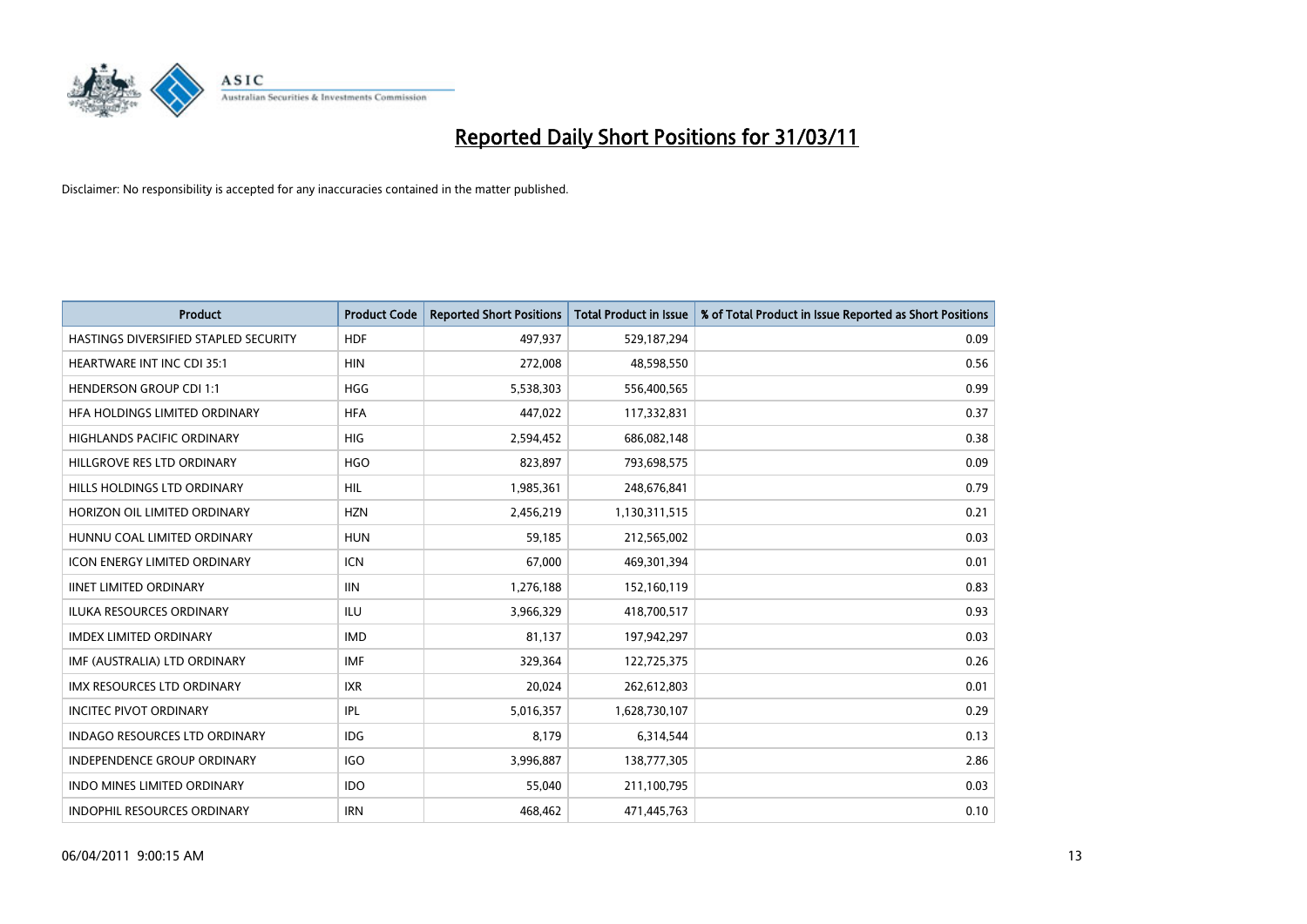# Reported Daily Short Positions for 31/03/11

Disclaimer: No responsibility is accepted for any inaccuracies contained in the matter published.

| Product | Product Code | Reported Short Positions | Total Product in Issue | % of Total Product in Issue Reported as Short Positions |
|---|---|---|---|---|
| HASTINGS DIVERSIFIED STAPLED SECURITY | HDF | 497,937 | 529,187,294 | 0.09 |
| HEARTWARE INT INC CDI 35:1 | HIN | 272,008 | 48,598,550 | 0.56 |
| HENDERSON GROUP CDI 1:1 | HGG | 5,538,303 | 556,400,565 | 0.99 |
| HFA HOLDINGS LIMITED ORDINARY | HFA | 447,022 | 117,332,831 | 0.37 |
| HIGHLANDS PACIFIC ORDINARY | HIG | 2,594,452 | 686,082,148 | 0.38 |
| HILLGROVE RES LTD ORDINARY | HGO | 823,897 | 793,698,575 | 0.09 |
| HILLS HOLDINGS LTD ORDINARY | HIL | 1,985,361 | 248,676,841 | 0.79 |
| HORIZON OIL LIMITED ORDINARY | HZN | 2,456,219 | 1,130,311,515 | 0.21 |
| HUNNU COAL LIMITED ORDINARY | HUN | 59,185 | 212,565,002 | 0.03 |
| ICON ENERGY LIMITED ORDINARY | ICN | 67,000 | 469,301,394 | 0.01 |
| IINET LIMITED ORDINARY | IIN | 1,276,188 | 152,160,119 | 0.83 |
| ILUKA RESOURCES ORDINARY | ILU | 3,966,329 | 418,700,517 | 0.93 |
| IMDEX LIMITED ORDINARY | IMD | 81,137 | 197,942,297 | 0.03 |
| IMF (AUSTRALIA) LTD ORDINARY | IMF | 329,364 | 122,725,375 | 0.26 |
| IMX RESOURCES LTD ORDINARY | IXR | 20,024 | 262,612,803 | 0.01 |
| INCITEC PIVOT ORDINARY | IPL | 5,016,357 | 1,628,730,107 | 0.29 |
| INDAGO RESOURCES LTD ORDINARY | IDG | 8,179 | 6,314,544 | 0.13 |
| INDEPENDENCE GROUP ORDINARY | IGO | 3,996,887 | 138,777,305 | 2.86 |
| INDO MINES LIMITED ORDINARY | IDO | 55,040 | 211,100,795 | 0.03 |
| INDOPHIL RESOURCES ORDINARY | IRN | 468,462 | 471,445,763 | 0.10 |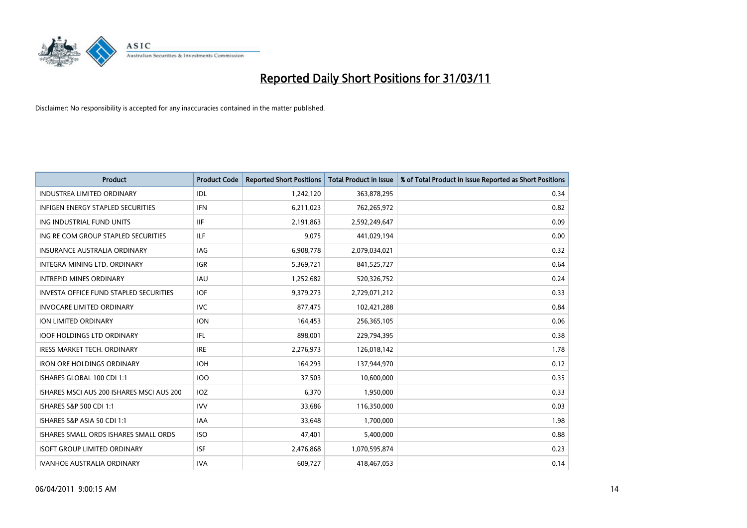# Reported Daily Short Positions for 31/03/11

Disclaimer: No responsibility is accepted for any inaccuracies contained in the matter published.

| Product | Product Code | Reported Short Positions | Total Product in Issue | % of Total Product in Issue Reported as Short Positions |
|---|---|---|---|---|
| INDUSTREA LIMITED ORDINARY | IDL | 1,242,120 | 363,878,295 | 0.34 |
| INFIGEN ENERGY STAPLED SECURITIES | IFN | 6,211,023 | 762,265,972 | 0.82 |
| ING INDUSTRIAL FUND UNITS | IIF | 2,191,863 | 2,592,249,647 | 0.09 |
| ING RE COM GROUP STAPLED SECURITIES | ILF | 9,075 | 441,029,194 | 0.00 |
| INSURANCE AUSTRALIA ORDINARY | IAG | 6,908,778 | 2,079,034,021 | 0.32 |
| INTEGRA MINING LTD. ORDINARY | IGR | 5,369,721 | 841,525,727 | 0.64 |
| INTREPID MINES ORDINARY | IAU | 1,252,682 | 520,326,752 | 0.24 |
| INVESTA OFFICE FUND STAPLED SECURITIES | IOF | 9,379,273 | 2,729,071,212 | 0.33 |
| INVOCARE LIMITED ORDINARY | IVC | 877,475 | 102,421,288 | 0.84 |
| ION LIMITED ORDINARY | ION | 164,453 | 256,365,105 | 0.06 |
| IOOF HOLDINGS LTD ORDINARY | IFL | 898,001 | 229,794,395 | 0.38 |
| IRESS MARKET TECH. ORDINARY | IRE | 2,276,973 | 126,018,142 | 1.78 |
| IRON ORE HOLDINGS ORDINARY | IOH | 164,293 | 137,944,970 | 0.12 |
| ISHARES GLOBAL 100 CDI 1:1 | IOO | 37,503 | 10,600,000 | 0.35 |
| ISHARES MSCI AUS 200 ISHARES MSCI AUS 200 | IOZ | 6,370 | 1,950,000 | 0.33 |
| ISHARES S&P 500 CDI 1:1 | IVV | 33,686 | 116,350,000 | 0.03 |
| ISHARES S&P ASIA 50 CDI 1:1 | IAA | 33,648 | 1,700,000 | 1.98 |
| ISHARES SMALL ORDS ISHARES SMALL ORDS | ISO | 47,401 | 5,400,000 | 0.88 |
| ISOFT GROUP LIMITED ORDINARY | ISF | 2,476,868 | 1,070,595,874 | 0.23 |
| IVANHOE AUSTRALIA ORDINARY | IVA | 609,727 | 418,467,053 | 0.14 |

06/04/2011 9:00:15 AM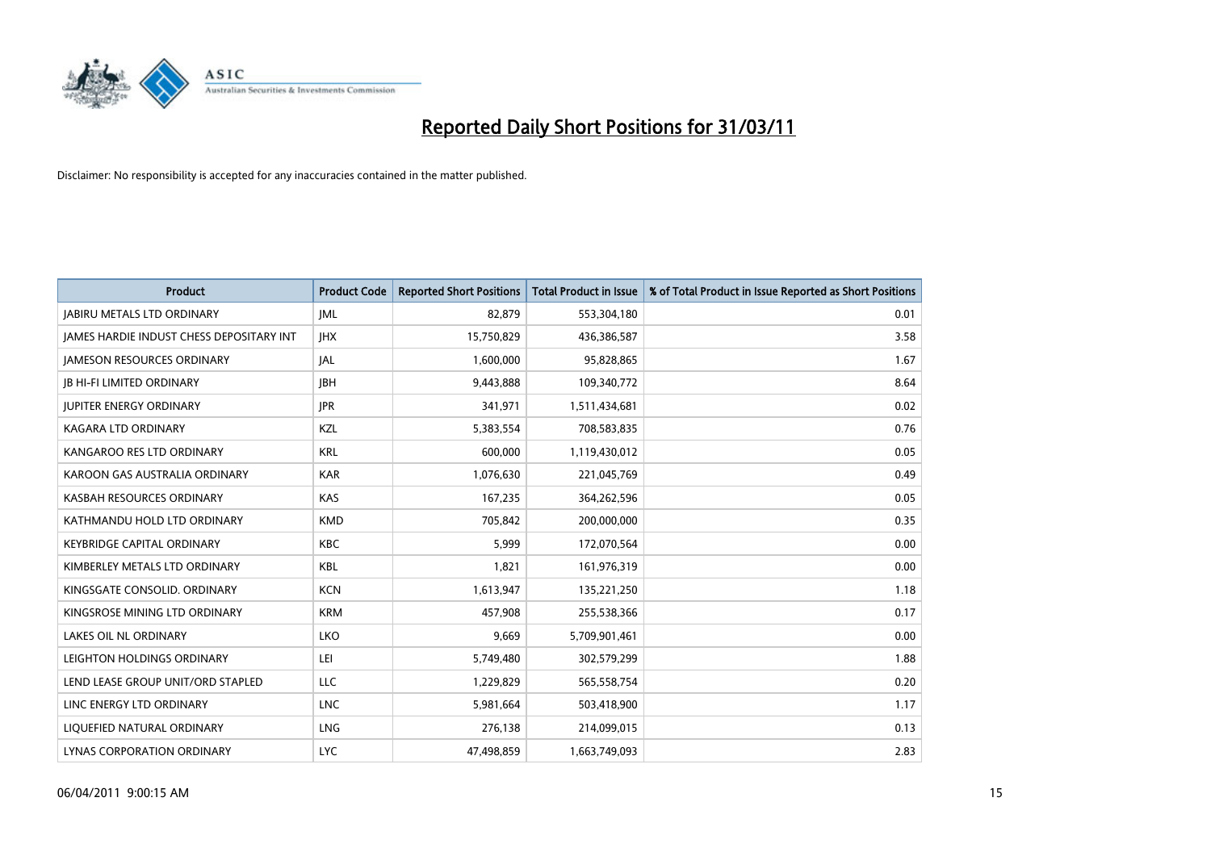# Reported Daily Short Positions for 31/03/11

Disclaimer: No responsibility is accepted for any inaccuracies contained in the matter published.

| Product | Product Code | Reported Short Positions | Total Product in Issue | % of Total Product in Issue Reported as Short Positions |
|---|---|---|---|---|
| JABIRU METALS LTD ORDINARY | JML | 82,879 | 553,304,180 | 0.01 |
| JAMES HARDIE INDUST CHESS DEPOSITARY INT | JHX | 15,750,829 | 436,386,587 | 3.58 |
| JAMESON RESOURCES ORDINARY | JAL | 1,600,000 | 95,828,865 | 1.67 |
| JB HI-FI LIMITED ORDINARY | JBH | 9,443,888 | 109,340,772 | 8.64 |
| JUPITER ENERGY ORDINARY | JPR | 341,971 | 1,511,434,681 | 0.02 |
| KAGARA LTD ORDINARY | KZL | 5,383,554 | 708,583,835 | 0.76 |
| KANGAROO RES LTD ORDINARY | KRL | 600,000 | 1,119,430,012 | 0.05 |
| KAROON GAS AUSTRALIA ORDINARY | KAR | 1,076,630 | 221,045,769 | 0.49 |
| KASBAH RESOURCES ORDINARY | KAS | 167,235 | 364,262,596 | 0.05 |
| KATHMANDU HOLD LTD ORDINARY | KMD | 705,842 | 200,000,000 | 0.35 |
| KEYBRIDGE CAPITAL ORDINARY | KBC | 5,999 | 172,070,564 | 0.00 |
| KIMBERLEY METALS LTD ORDINARY | KBL | 1,821 | 161,976,319 | 0.00 |
| KINGSGATE CONSOLID. ORDINARY | KCN | 1,613,947 | 135,221,250 | 1.18 |
| KINGSROSE MINING LTD ORDINARY | KRM | 457,908 | 255,538,366 | 0.17 |
| LAKES OIL NL ORDINARY | LKO | 9,669 | 5,709,901,461 | 0.00 |
| LEIGHTON HOLDINGS ORDINARY | LEI | 5,749,480 | 302,579,299 | 1.88 |
| LEND LEASE GROUP UNIT/ORD STAPLED | LLC | 1,229,829 | 565,558,754 | 0.20 |
| LINC ENERGY LTD ORDINARY | LNC | 5,981,664 | 503,418,900 | 1.17 |
| LIQUEFIED NATURAL ORDINARY | LNG | 276,138 | 214,099,015 | 0.13 |
| LYNAS CORPORATION ORDINARY | LYC | 47,498,859 | 1,663,749,093 | 2.83 |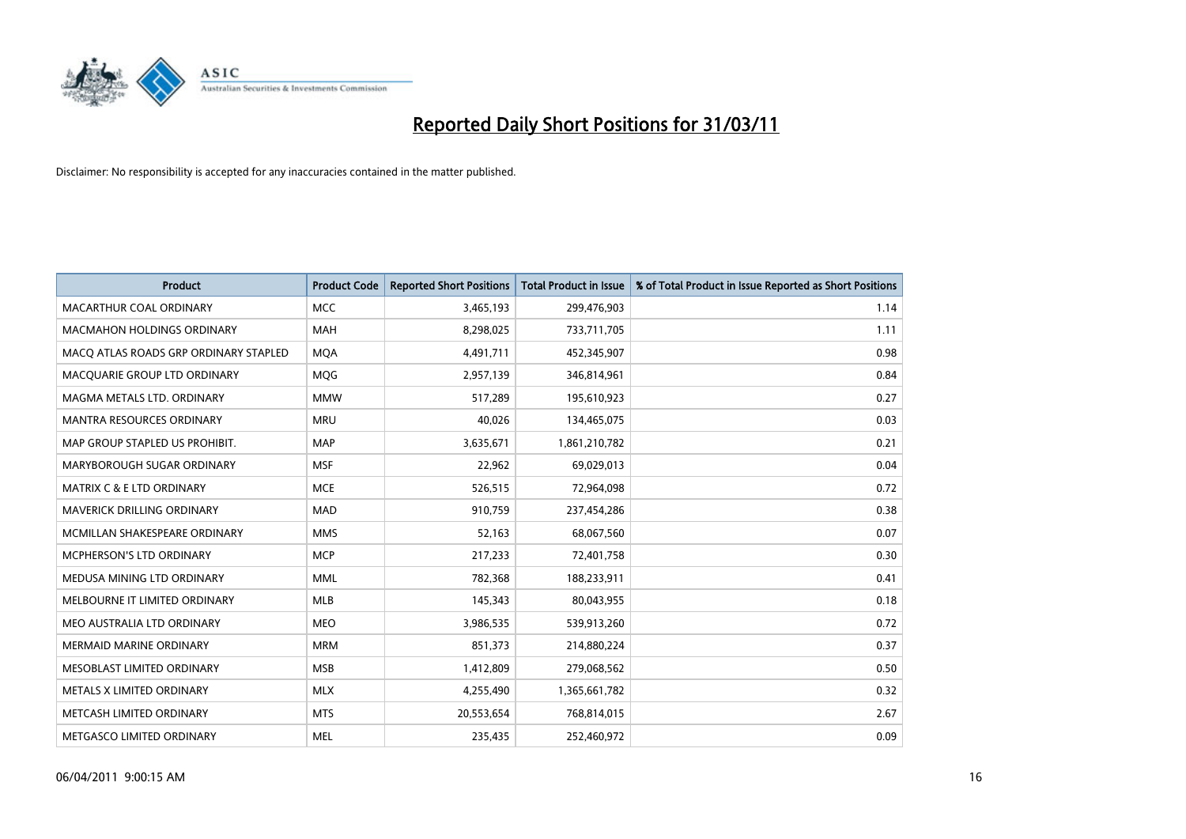# Reported Daily Short Positions for 31/03/11

Disclaimer: No responsibility is accepted for any inaccuracies contained in the matter published.

| Product | Product Code | Reported Short Positions | Total Product in Issue | % of Total Product in Issue Reported as Short Positions |
|---|---|---|---|---|
| MACARTHUR COAL ORDINARY | MCC | 3,465,193 | 299,476,903 | 1.14 |
| MACMAHON HOLDINGS ORDINARY | MAH | 8,298,025 | 733,711,705 | 1.11 |
| MACQ ATLAS ROADS GRP ORDINARY STAPLED | MQA | 4,491,711 | 452,345,907 | 0.98 |
| MACQUARIE GROUP LTD ORDINARY | MQG | 2,957,139 | 346,814,961 | 0.84 |
| MAGMA METALS LTD. ORDINARY | MMW | 517,289 | 195,610,923 | 0.27 |
| MANTRA RESOURCES ORDINARY | MRU | 40,026 | 134,465,075 | 0.03 |
| MAP GROUP STAPLED US PROHIBIT. | MAP | 3,635,671 | 1,861,210,782 | 0.21 |
| MARYBOROUGH SUGAR ORDINARY | MSF | 22,962 | 69,029,013 | 0.04 |
| MATRIX C & E LTD ORDINARY | MCE | 526,515 | 72,964,098 | 0.72 |
| MAVERICK DRILLING ORDINARY | MAD | 910,759 | 237,454,286 | 0.38 |
| MCMILLAN SHAKESPEARE ORDINARY | MMS | 52,163 | 68,067,560 | 0.07 |
| MCPHERSON'S LTD ORDINARY | MCP | 217,233 | 72,401,758 | 0.30 |
| MEDUSA MINING LTD ORDINARY | MML | 782,368 | 188,233,911 | 0.41 |
| MELBOURNE IT LIMITED ORDINARY | MLB | 145,343 | 80,043,955 | 0.18 |
| MEO AUSTRALIA LTD ORDINARY | MEO | 3,986,535 | 539,913,260 | 0.72 |
| MERMAID MARINE ORDINARY | MRM | 851,373 | 214,880,224 | 0.37 |
| MESOBLAST LIMITED ORDINARY | MSB | 1,412,809 | 279,068,562 | 0.50 |
| METALS X LIMITED ORDINARY | MLX | 4,255,490 | 1,365,661,782 | 0.32 |
| METCASH LIMITED ORDINARY | MTS | 20,553,654 | 768,814,015 | 2.67 |
| METGASCO LIMITED ORDINARY | MEL | 235,435 | 252,460,972 | 0.09 |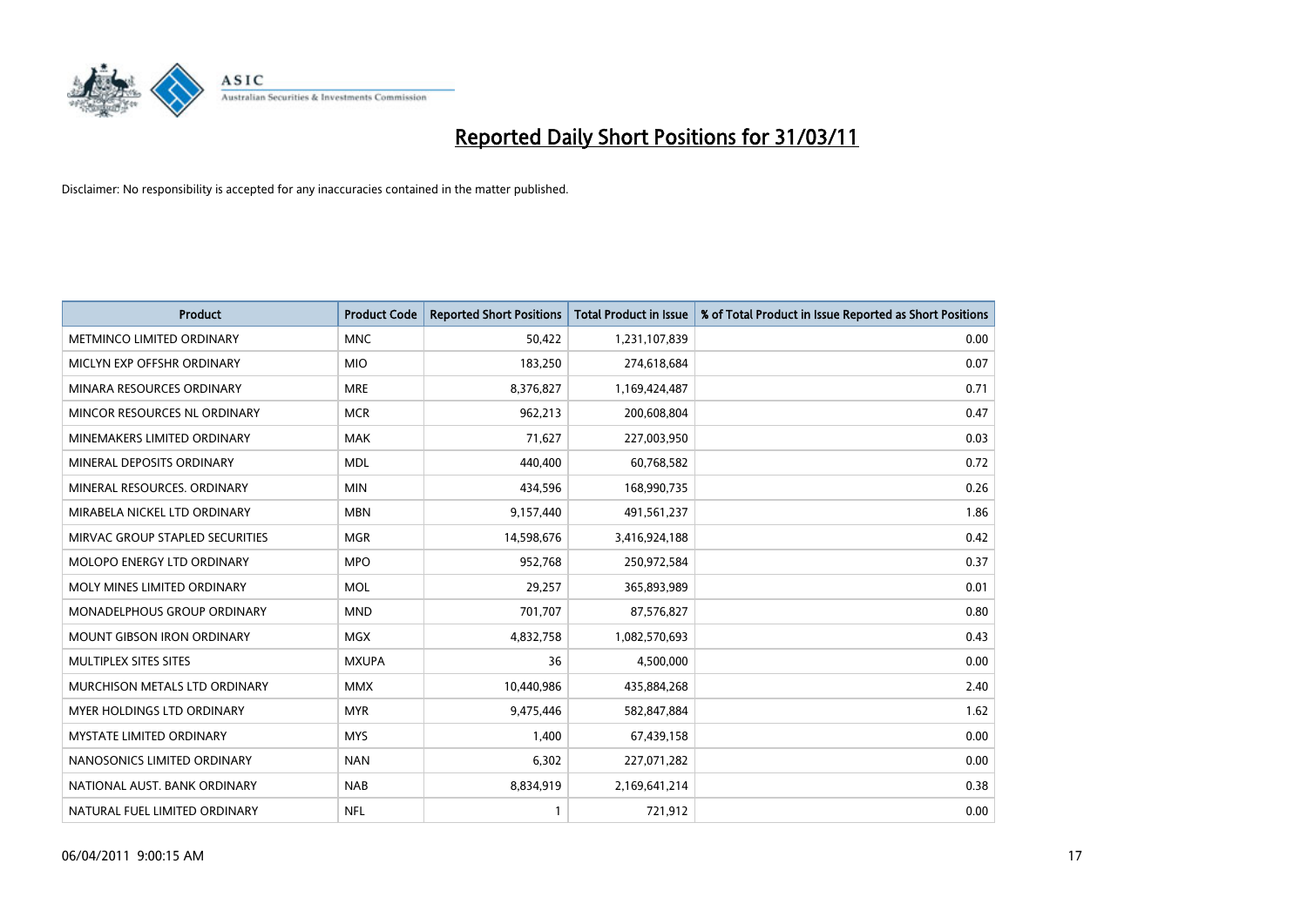# Reported Daily Short Positions for 31/03/11

Disclaimer: No responsibility is accepted for any inaccuracies contained in the matter published.

| Product | Product Code | Reported Short Positions | Total Product in Issue | % of Total Product in Issue Reported as Short Positions |
|---|---|---|---|---|
| METMINCO LIMITED ORDINARY | MNC | 50,422 | 1,231,107,839 | 0.00 |
| MICLYN EXP OFFSHR ORDINARY | MIO | 183,250 | 274,618,684 | 0.07 |
| MINARA RESOURCES ORDINARY | MRE | 8,376,827 | 1,169,424,487 | 0.71 |
| MINCOR RESOURCES NL ORDINARY | MCR | 962,213 | 200,608,804 | 0.47 |
| MINEMAKERS LIMITED ORDINARY | MAK | 71,627 | 227,003,950 | 0.03 |
| MINERAL DEPOSITS ORDINARY | MDL | 440,400 | 60,768,582 | 0.72 |
| MINERAL RESOURCES. ORDINARY | MIN | 434,596 | 168,990,735 | 0.26 |
| MIRABELA NICKEL LTD ORDINARY | MBN | 9,157,440 | 491,561,237 | 1.86 |
| MIRVAC GROUP STAPLED SECURITIES | MGR | 14,598,676 | 3,416,924,188 | 0.42 |
| MOLOPO ENERGY LTD ORDINARY | MPO | 952,768 | 250,972,584 | 0.37 |
| MOLY MINES LIMITED ORDINARY | MOL | 29,257 | 365,893,989 | 0.01 |
| MONADELPHOUS GROUP ORDINARY | MND | 701,707 | 87,576,827 | 0.80 |
| MOUNT GIBSON IRON ORDINARY | MGX | 4,832,758 | 1,082,570,693 | 0.43 |
| MULTIPLEX SITES SITES | MXUPA | 36 | 4,500,000 | 0.00 |
| MURCHISON METALS LTD ORDINARY | MMX | 10,440,986 | 435,884,268 | 2.40 |
| MYER HOLDINGS LTD ORDINARY | MYR | 9,475,446 | 582,847,884 | 1.62 |
| MYSTATE LIMITED ORDINARY | MYS | 1,400 | 67,439,158 | 0.00 |
| NANOSONICS LIMITED ORDINARY | NAN | 6,302 | 227,071,282 | 0.00 |
| NATIONAL AUST. BANK ORDINARY | NAB | 8,834,919 | 2,169,641,214 | 0.38 |
| NATURAL FUEL LIMITED ORDINARY | NFL | 1 | 721,912 | 0.00 |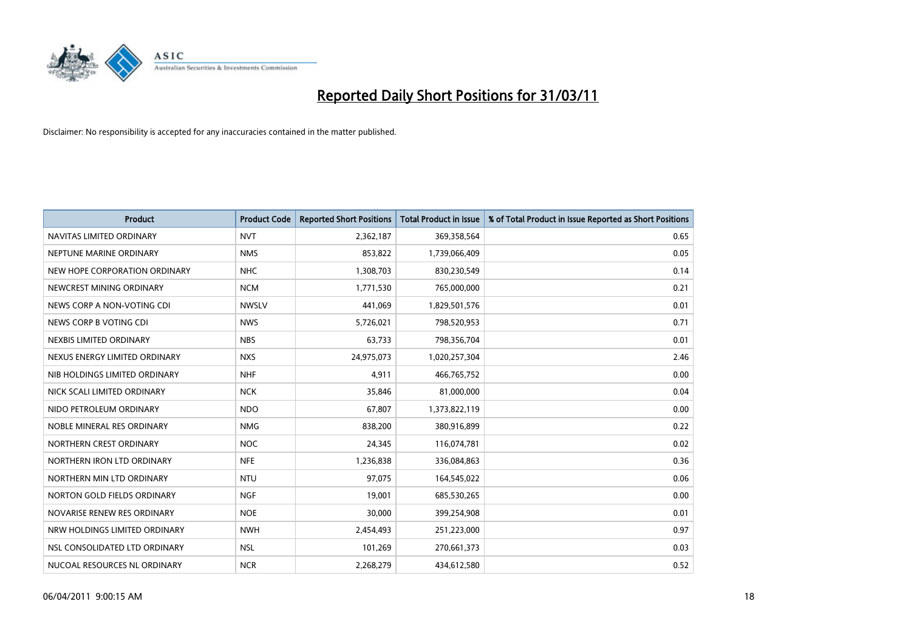# Reported Daily Short Positions for 31/03/11

Disclaimer: No responsibility is accepted for any inaccuracies contained in the matter published.

| Product | Product Code | Reported Short Positions | Total Product in Issue | % of Total Product in Issue Reported as Short Positions |
|---|---|---|---|---|
| NAVITAS LIMITED ORDINARY | NVT | 2,362,187 | 369,358,564 | 0.65 |
| NEPTUNE MARINE ORDINARY | NMS | 853,822 | 1,739,066,409 | 0.05 |
| NEW HOPE CORPORATION ORDINARY | NHC | 1,308,703 | 830,230,549 | 0.14 |
| NEWCREST MINING ORDINARY | NCM | 1,771,530 | 765,000,000 | 0.21 |
| NEWS CORP A NON-VOTING CDI | NWSLV | 441,069 | 1,829,501,576 | 0.01 |
| NEWS CORP B VOTING CDI | NWS | 5,726,021 | 798,520,953 | 0.71 |
| NEXBIS LIMITED ORDINARY | NBS | 63,733 | 798,356,704 | 0.01 |
| NEXUS ENERGY LIMITED ORDINARY | NXS | 24,975,073 | 1,020,257,304 | 2.46 |
| NIB HOLDINGS LIMITED ORDINARY | NHF | 4,911 | 466,765,752 | 0.00 |
| NICK SCALI LIMITED ORDINARY | NCK | 35,846 | 81,000,000 | 0.04 |
| NIDO PETROLEUM ORDINARY | NDO | 67,807 | 1,373,822,119 | 0.00 |
| NOBLE MINERAL RES ORDINARY | NMG | 838,200 | 380,916,899 | 0.22 |
| NORTHERN CREST ORDINARY | NOC | 24,345 | 116,074,781 | 0.02 |
| NORTHERN IRON LTD ORDINARY | NFE | 1,236,838 | 336,084,863 | 0.36 |
| NORTHERN MIN LTD ORDINARY | NTU | 97,075 | 164,545,022 | 0.06 |
| NORTON GOLD FIELDS ORDINARY | NGF | 19,001 | 685,530,265 | 0.00 |
| NOVARISE RENEW RES ORDINARY | NOE | 30,000 | 399,254,908 | 0.01 |
| NRW HOLDINGS LIMITED ORDINARY | NWH | 2,454,493 | 251,223,000 | 0.97 |
| NSL CONSOLIDATED LTD ORDINARY | NSL | 101,269 | 270,661,373 | 0.03 |
| NUCOAL RESOURCES NL ORDINARY | NCR | 2,268,279 | 434,612,580 | 0.52 |

06/04/2011 9:00:15 AM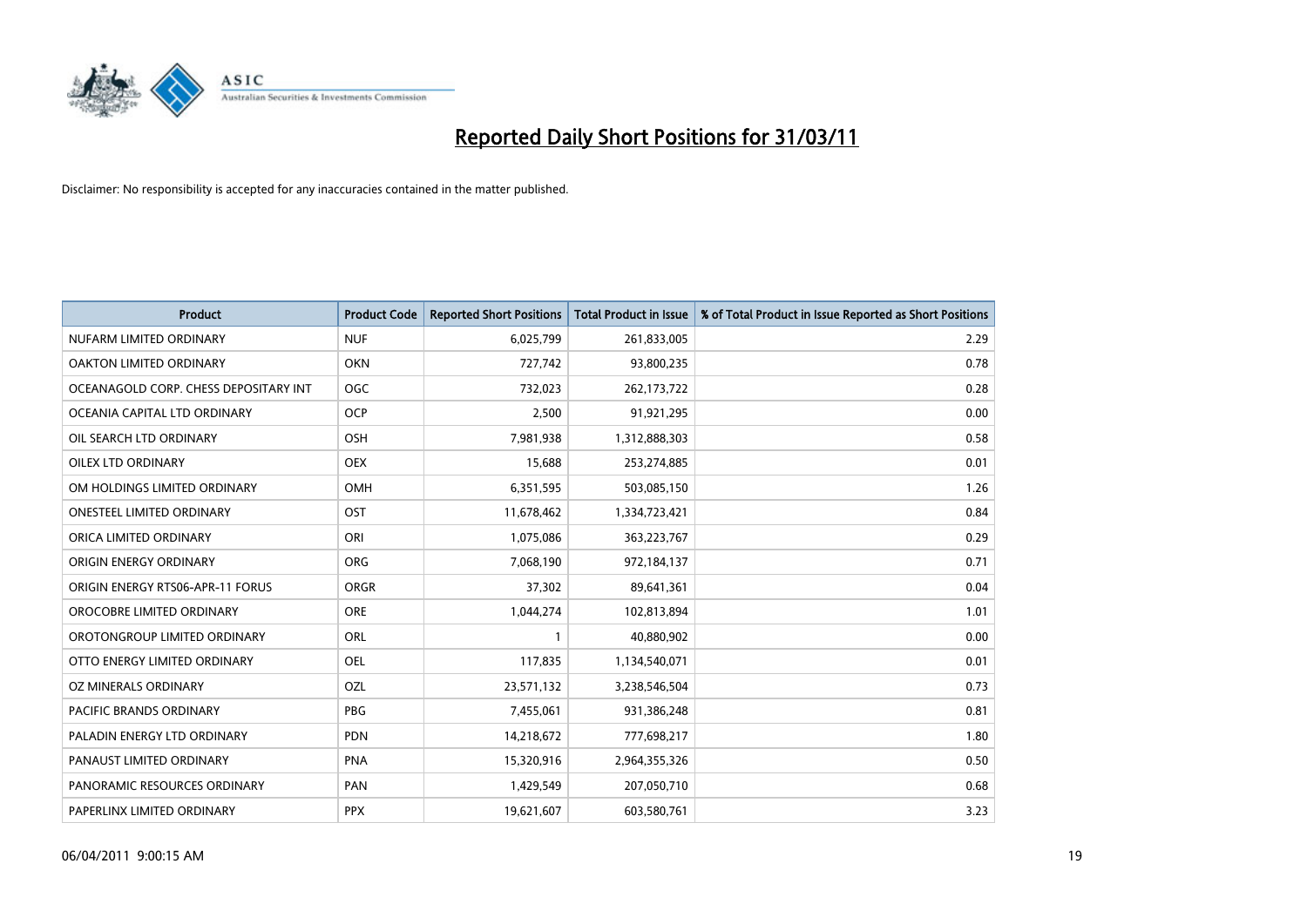# Reported Daily Short Positions for 31/03/11

Disclaimer: No responsibility is accepted for any inaccuracies contained in the matter published.

| Product | Product Code | Reported Short Positions | Total Product in Issue | % of Total Product in Issue Reported as Short Positions |
|---|---|---|---|---|
| NUFARM LIMITED ORDINARY | NUF | 6,025,799 | 261,833,005 | 2.29 |
| OAKTON LIMITED ORDINARY | OKN | 727,742 | 93,800,235 | 0.78 |
| OCEANAGOLD CORP. CHESS DEPOSITARY INT | OGC | 732,023 | 262,173,722 | 0.28 |
| OCEANIA CAPITAL LTD ORDINARY | OCP | 2,500 | 91,921,295 | 0.00 |
| OIL SEARCH LTD ORDINARY | OSH | 7,981,938 | 1,312,888,303 | 0.58 |
| OILEX LTD ORDINARY | OEX | 15,688 | 253,274,885 | 0.01 |
| OM HOLDINGS LIMITED ORDINARY | OMH | 6,351,595 | 503,085,150 | 1.26 |
| ONESTEEL LIMITED ORDINARY | OST | 11,678,462 | 1,334,723,421 | 0.84 |
| ORICA LIMITED ORDINARY | ORI | 1,075,086 | 363,223,767 | 0.29 |
| ORIGIN ENERGY ORDINARY | ORG | 7,068,190 | 972,184,137 | 0.71 |
| ORIGIN ENERGY RTS06-APR-11 FORUS | ORGR | 37,302 | 89,641,361 | 0.04 |
| OROCOBRE LIMITED ORDINARY | ORE | 1,044,274 | 102,813,894 | 1.01 |
| OROTONGROUP LIMITED ORDINARY | ORL | 1 | 40,880,902 | 0.00 |
| OTTO ENERGY LIMITED ORDINARY | OEL | 117,835 | 1,134,540,071 | 0.01 |
| OZ MINERALS ORDINARY | OZL | 23,571,132 | 3,238,546,504 | 0.73 |
| PACIFIC BRANDS ORDINARY | PBG | 7,455,061 | 931,386,248 | 0.81 |
| PALADIN ENERGY LTD ORDINARY | PDN | 14,218,672 | 777,698,217 | 1.80 |
| PANAUST LIMITED ORDINARY | PNA | 15,320,916 | 2,964,355,326 | 0.50 |
| PANORAMIC RESOURCES ORDINARY | PAN | 1,429,549 | 207,050,710 | 0.68 |
| PAPERLINX LIMITED ORDINARY | PPX | 19,621,607 | 603,580,761 | 3.23 |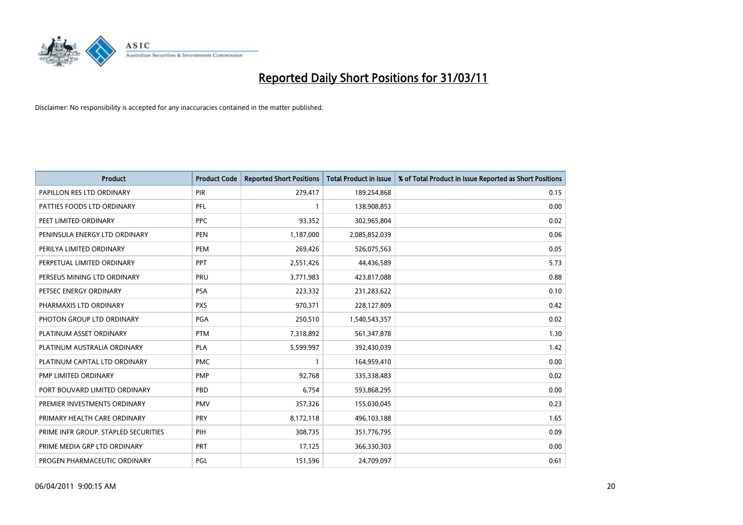# Reported Daily Short Positions for 31/03/11

Disclaimer: No responsibility is accepted for any inaccuracies contained in the matter published.

| Product | Product Code | Reported Short Positions | Total Product in Issue | % of Total Product in Issue Reported as Short Positions |
|---|---|---|---|---|
| PAPILLON RES LTD ORDINARY | PIR | 279,417 | 189,254,868 | 0.15 |
| PATTIES FOODS LTD ORDINARY | PFL | 1 | 138,908,853 | 0.00 |
| PEET LIMITED ORDINARY | PPC | 93,352 | 302,965,804 | 0.02 |
| PENINSULA ENERGY LTD ORDINARY | PEN | 1,187,000 | 2,085,852,039 | 0.06 |
| PERILYA LIMITED ORDINARY | PEM | 269,426 | 526,075,563 | 0.05 |
| PERPETUAL LIMITED ORDINARY | PPT | 2,551,426 | 44,436,589 | 5.73 |
| PERSEUS MINING LTD ORDINARY | PRU | 3,771,983 | 423,817,088 | 0.88 |
| PETSEC ENERGY ORDINARY | PSA | 223,332 | 231,283,622 | 0.10 |
| PHARMAXIS LTD ORDINARY | PXS | 970,371 | 228,127,809 | 0.42 |
| PHOTON GROUP LTD ORDINARY | PGA | 250,510 | 1,540,543,357 | 0.02 |
| PLATINUM ASSET ORDINARY | PTM | 7,318,892 | 561,347,878 | 1.30 |
| PLATINUM AUSTRALIA ORDINARY | PLA | 5,599,997 | 392,430,039 | 1.42 |
| PLATINUM CAPITAL LTD ORDINARY | PMC | 1 | 164,959,410 | 0.00 |
| PMP LIMITED ORDINARY | PMP | 92,768 | 335,338,483 | 0.02 |
| PORT BOUVARD LIMITED ORDINARY | PBD | 6,754 | 593,868,295 | 0.00 |
| PREMIER INVESTMENTS ORDINARY | PMV | 357,326 | 155,030,045 | 0.23 |
| PRIMARY HEALTH CARE ORDINARY | PRY | 8,172,118 | 496,103,188 | 1.65 |
| PRIME INFR GROUP. STAPLED SECURITIES | PIH | 308,735 | 351,776,795 | 0.09 |
| PRIME MEDIA GRP LTD ORDINARY | PRT | 17,125 | 366,330,303 | 0.00 |
| PROGEN PHARMACEUTIC ORDINARY | PGL | 151,596 | 24,709,097 | 0.61 |

06/04/2011 9:00:15 AM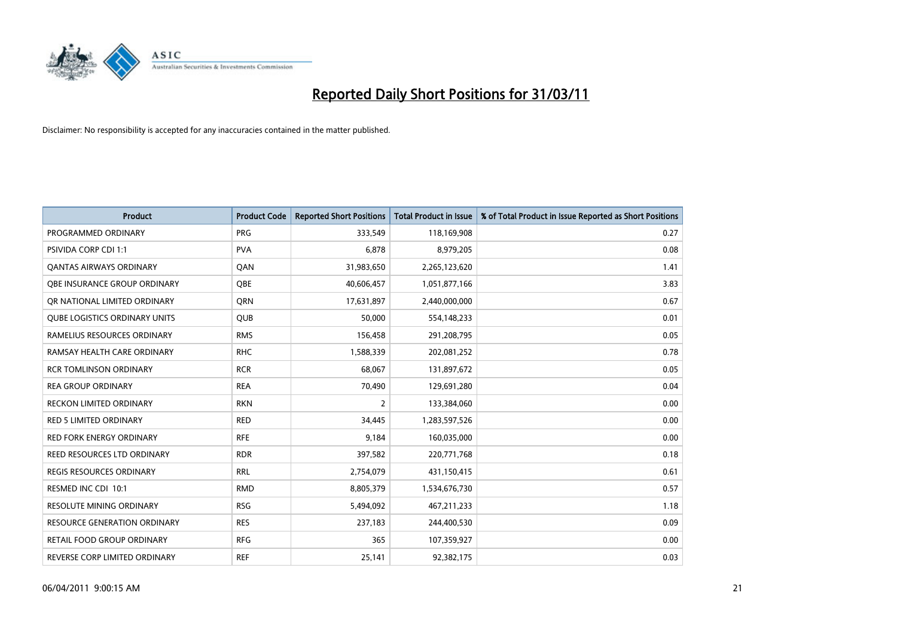# Reported Daily Short Positions for 31/03/11

Disclaimer: No responsibility is accepted for any inaccuracies contained in the matter published.

| Product | Product Code | Reported Short Positions | Total Product in Issue | % of Total Product in Issue Reported as Short Positions |
|---|---|---|---|---|
| PROGRAMMED ORDINARY | PRG | 333,549 | 118,169,908 | 0.27 |
| PSIVIDA CORP CDI 1:1 | PVA | 6,878 | 8,979,205 | 0.08 |
| QANTAS AIRWAYS ORDINARY | QAN | 31,983,650 | 2,265,123,620 | 1.41 |
| QBE INSURANCE GROUP ORDINARY | QBE | 40,606,457 | 1,051,877,166 | 3.83 |
| QR NATIONAL LIMITED ORDINARY | QRN | 17,631,897 | 2,440,000,000 | 0.67 |
| QUBE LOGISTICS ORDINARY UNITS | QUB | 50,000 | 554,148,233 | 0.01 |
| RAMELIUS RESOURCES ORDINARY | RMS | 156,458 | 291,208,795 | 0.05 |
| RAMSAY HEALTH CARE ORDINARY | RHC | 1,588,339 | 202,081,252 | 0.78 |
| RCR TOMLINSON ORDINARY | RCR | 68,067 | 131,897,672 | 0.05 |
| REA GROUP ORDINARY | REA | 70,490 | 129,691,280 | 0.04 |
| RECKON LIMITED ORDINARY | RKN | 2 | 133,384,060 | 0.00 |
| RED 5 LIMITED ORDINARY | RED | 34,445 | 1,283,597,526 | 0.00 |
| RED FORK ENERGY ORDINARY | RFE | 9,184 | 160,035,000 | 0.00 |
| REED RESOURCES LTD ORDINARY | RDR | 397,582 | 220,771,768 | 0.18 |
| REGIS RESOURCES ORDINARY | RRL | 2,754,079 | 431,150,415 | 0.61 |
| RESMED INC CDI 10:1 | RMD | 8,805,379 | 1,534,676,730 | 0.57 |
| RESOLUTE MINING ORDINARY | RSG | 5,494,092 | 467,211,233 | 1.18 |
| RESOURCE GENERATION ORDINARY | RES | 237,183 | 244,400,530 | 0.09 |
| RETAIL FOOD GROUP ORDINARY | RFG | 365 | 107,359,927 | 0.00 |
| REVERSE CORP LIMITED ORDINARY | REF | 25,141 | 92,382,175 | 0.03 |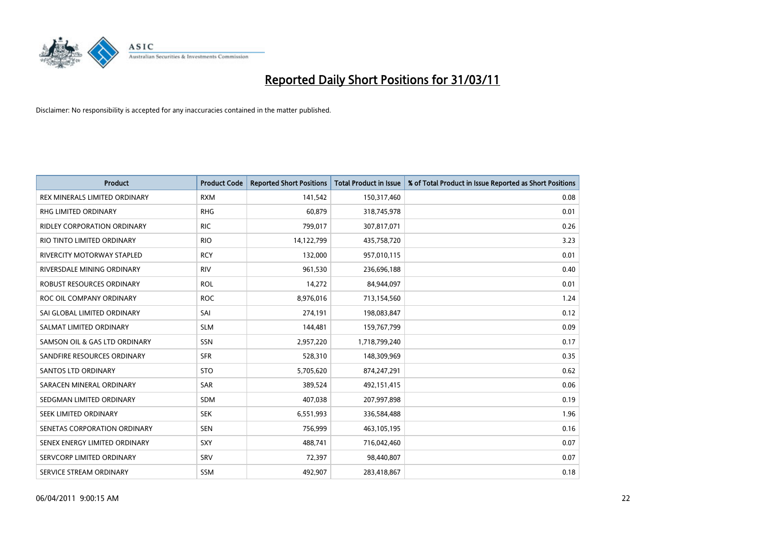# Reported Daily Short Positions for 31/03/11

Disclaimer: No responsibility is accepted for any inaccuracies contained in the matter published.

| Product | Product Code | Reported Short Positions | Total Product in Issue | % of Total Product in Issue Reported as Short Positions |
|---|---|---|---|---|
| REX MINERALS LIMITED ORDINARY | RXM | 141,542 | 150,317,460 | 0.08 |
| RHG LIMITED ORDINARY | RHG | 60,879 | 318,745,978 | 0.01 |
| RIDLEY CORPORATION ORDINARY | RIC | 799,017 | 307,817,071 | 0.26 |
| RIO TINTO LIMITED ORDINARY | RIO | 14,122,799 | 435,758,720 | 3.23 |
| RIVERCITY MOTORWAY STAPLED | RCY | 132,000 | 957,010,115 | 0.01 |
| RIVERSDALE MINING ORDINARY | RIV | 961,530 | 236,696,188 | 0.40 |
| ROBUST RESOURCES ORDINARY | ROL | 14,272 | 84,944,097 | 0.01 |
| ROC OIL COMPANY ORDINARY | ROC | 8,976,016 | 713,154,560 | 1.24 |
| SAI GLOBAL LIMITED ORDINARY | SAI | 274,191 | 198,083,847 | 0.12 |
| SALMAT LIMITED ORDINARY | SLM | 144,481 | 159,767,799 | 0.09 |
| SAMSON OIL & GAS LTD ORDINARY | SSN | 2,957,220 | 1,718,799,240 | 0.17 |
| SANDFIRE RESOURCES ORDINARY | SFR | 528,310 | 148,309,969 | 0.35 |
| SANTOS LTD ORDINARY | STO | 5,705,620 | 874,247,291 | 0.62 |
| SARACEN MINERAL ORDINARY | SAR | 389,524 | 492,151,415 | 0.06 |
| SEDGMAN LIMITED ORDINARY | SDM | 407,038 | 207,997,898 | 0.19 |
| SEEK LIMITED ORDINARY | SEK | 6,551,993 | 336,584,488 | 1.96 |
| SENETAS CORPORATION ORDINARY | SEN | 756,999 | 463,105,195 | 0.16 |
| SENEX ENERGY LIMITED ORDINARY | SXY | 488,741 | 716,042,460 | 0.07 |
| SERVCORP LIMITED ORDINARY | SRV | 72,397 | 98,440,807 | 0.07 |
| SERVICE STREAM ORDINARY | SSM | 492,907 | 283,418,867 | 0.18 |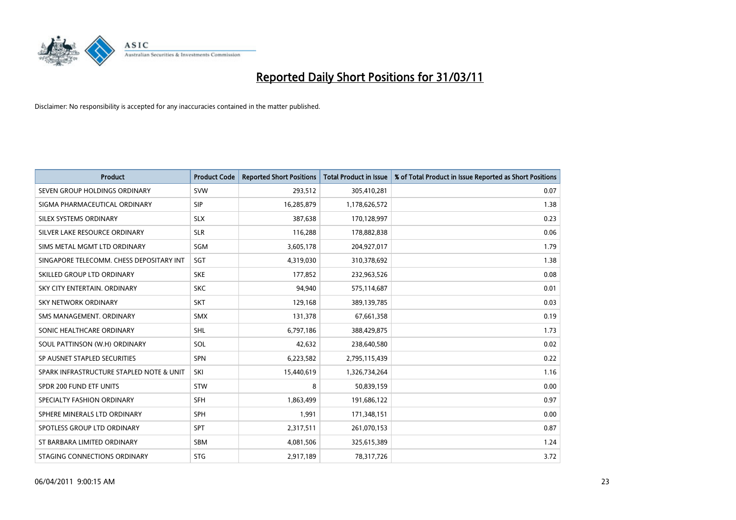# Reported Daily Short Positions for 31/03/11

Disclaimer: No responsibility is accepted for any inaccuracies contained in the matter published.

| Product | Product Code | Reported Short Positions | Total Product in Issue | % of Total Product in Issue Reported as Short Positions |
|---|---|---|---|---|
| SEVEN GROUP HOLDINGS ORDINARY | SVW | 293,512 | 305,410,281 | 0.07 |
| SIGMA PHARMACEUTICAL ORDINARY | SIP | 16,285,879 | 1,178,626,572 | 1.38 |
| SILEX SYSTEMS ORDINARY | SLX | 387,638 | 170,128,997 | 0.23 |
| SILVER LAKE RESOURCE ORDINARY | SLR | 116,288 | 178,882,838 | 0.06 |
| SIMS METAL MGMT LTD ORDINARY | SGM | 3,605,178 | 204,927,017 | 1.79 |
| SINGAPORE TELECOMM. CHESS DEPOSITARY INT | SGT | 4,319,030 | 310,378,692 | 1.38 |
| SKILLED GROUP LTD ORDINARY | SKE | 177,852 | 232,963,526 | 0.08 |
| SKY CITY ENTERTAIN. ORDINARY | SKC | 94,940 | 575,114,687 | 0.01 |
| SKY NETWORK ORDINARY | SKT | 129,168 | 389,139,785 | 0.03 |
| SMS MANAGEMENT. ORDINARY | SMX | 131,378 | 67,661,358 | 0.19 |
| SONIC HEALTHCARE ORDINARY | SHL | 6,797,186 | 388,429,875 | 1.73 |
| SOUL PATTINSON (W.H) ORDINARY | SOL | 42,632 | 238,640,580 | 0.02 |
| SP AUSNET STAPLED SECURITIES | SPN | 6,223,582 | 2,795,115,439 | 0.22 |
| SPARK INFRASTRUCTURE STAPLED NOTE & UNIT | SKI | 15,440,619 | 1,326,734,264 | 1.16 |
| SPDR 200 FUND ETF UNITS | STW | 8 | 50,839,159 | 0.00 |
| SPECIALTY FASHION ORDINARY | SFH | 1,863,499 | 191,686,122 | 0.97 |
| SPHERE MINERALS LTD ORDINARY | SPH | 1,991 | 171,348,151 | 0.00 |
| SPOTLESS GROUP LTD ORDINARY | SPT | 2,317,511 | 261,070,153 | 0.87 |
| ST BARBARA LIMITED ORDINARY | SBM | 4,081,506 | 325,615,389 | 1.24 |
| STAGING CONNECTIONS ORDINARY | STG | 2,917,189 | 78,317,726 | 3.72 |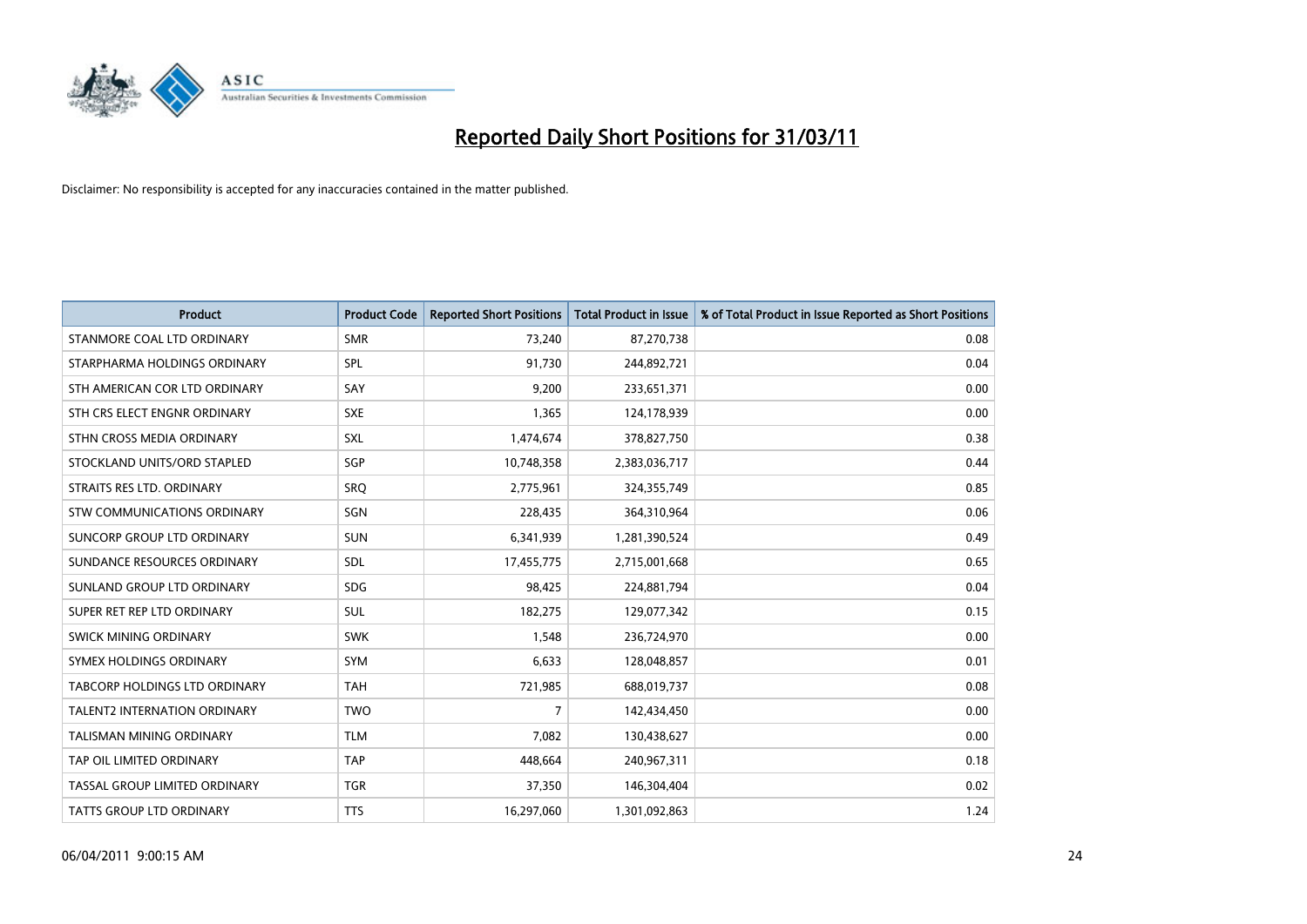# Reported Daily Short Positions for 31/03/11

Disclaimer: No responsibility is accepted for any inaccuracies contained in the matter published.

| Product | Product Code | Reported Short Positions | Total Product in Issue | % of Total Product in Issue Reported as Short Positions |
|---|---|---|---|---|
| STANMORE COAL LTD ORDINARY | SMR | 73,240 | 87,270,738 | 0.08 |
| STARPHARMA HOLDINGS ORDINARY | SPL | 91,730 | 244,892,721 | 0.04 |
| STH AMERICAN COR LTD ORDINARY | SAY | 9,200 | 233,651,371 | 0.00 |
| STH CRS ELECT ENGNR ORDINARY | SXE | 1,365 | 124,178,939 | 0.00 |
| STHN CROSS MEDIA ORDINARY | SXL | 1,474,674 | 378,827,750 | 0.38 |
| STOCKLAND UNITS/ORD STAPLED | SGP | 10,748,358 | 2,383,036,717 | 0.44 |
| STRAITS RES LTD. ORDINARY | SRQ | 2,775,961 | 324,355,749 | 0.85 |
| STW COMMUNICATIONS ORDINARY | SGN | 228,435 | 364,310,964 | 0.06 |
| SUNCORP GROUP LTD ORDINARY | SUN | 6,341,939 | 1,281,390,524 | 0.49 |
| SUNDANCE RESOURCES ORDINARY | SDL | 17,455,775 | 2,715,001,668 | 0.65 |
| SUNLAND GROUP LTD ORDINARY | SDG | 98,425 | 224,881,794 | 0.04 |
| SUPER RET REP LTD ORDINARY | SUL | 182,275 | 129,077,342 | 0.15 |
| SWICK MINING ORDINARY | SWK | 1,548 | 236,724,970 | 0.00 |
| SYMEX HOLDINGS ORDINARY | SYM | 6,633 | 128,048,857 | 0.01 |
| TABCORP HOLDINGS LTD ORDINARY | TAH | 721,985 | 688,019,737 | 0.08 |
| TALENT2 INTERNATION ORDINARY | TWO | 7 | 142,434,450 | 0.00 |
| TALISMAN MINING ORDINARY | TLM | 7,082 | 130,438,627 | 0.00 |
| TAP OIL LIMITED ORDINARY | TAP | 448,664 | 240,967,311 | 0.18 |
| TASSAL GROUP LIMITED ORDINARY | TGR | 37,350 | 146,304,404 | 0.02 |
| TATTS GROUP LTD ORDINARY | TTS | 16,297,060 | 1,301,092,863 | 1.24 |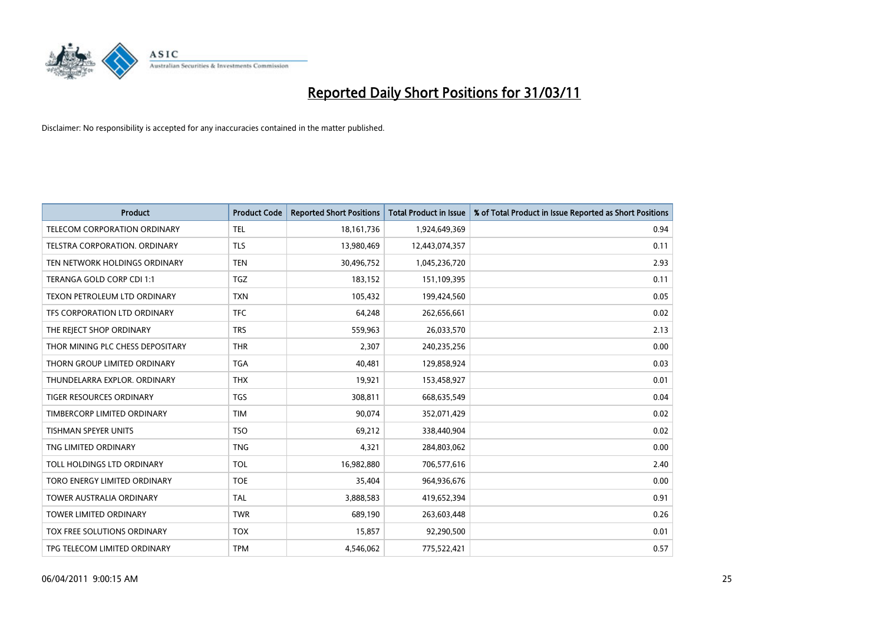# Reported Daily Short Positions for 31/03/11

Disclaimer: No responsibility is accepted for any inaccuracies contained in the matter published.

| Product | Product Code | Reported Short Positions | Total Product in Issue | % of Total Product in Issue Reported as Short Positions |
|---|---|---|---|---|
| TELECOM CORPORATION ORDINARY | TEL | 18,161,736 | 1,924,649,369 | 0.94 |
| TELSTRA CORPORATION. ORDINARY | TLS | 13,980,469 | 12,443,074,357 | 0.11 |
| TEN NETWORK HOLDINGS ORDINARY | TEN | 30,496,752 | 1,045,236,720 | 2.93 |
| TERANGA GOLD CORP CDI 1:1 | TGZ | 183,152 | 151,109,395 | 0.11 |
| TEXON PETROLEUM LTD ORDINARY | TXN | 105,432 | 199,424,560 | 0.05 |
| TFS CORPORATION LTD ORDINARY | TFC | 64,248 | 262,656,661 | 0.02 |
| THE REJECT SHOP ORDINARY | TRS | 559,963 | 26,033,570 | 2.13 |
| THOR MINING PLC CHESS DEPOSITARY | THR | 2,307 | 240,235,256 | 0.00 |
| THORN GROUP LIMITED ORDINARY | TGA | 40,481 | 129,858,924 | 0.03 |
| THUNDELARRA EXPLOR. ORDINARY | THX | 19,921 | 153,458,927 | 0.01 |
| TIGER RESOURCES ORDINARY | TGS | 308,811 | 668,635,549 | 0.04 |
| TIMBERCORP LIMITED ORDINARY | TIM | 90,074 | 352,071,429 | 0.02 |
| TISHMAN SPEYER UNITS | TSO | 69,212 | 338,440,904 | 0.02 |
| TNG LIMITED ORDINARY | TNG | 4,321 | 284,803,062 | 0.00 |
| TOLL HOLDINGS LTD ORDINARY | TOL | 16,982,880 | 706,577,616 | 2.40 |
| TORO ENERGY LIMITED ORDINARY | TOE | 35,404 | 964,936,676 | 0.00 |
| TOWER AUSTRALIA ORDINARY | TAL | 3,888,583 | 419,652,394 | 0.91 |
| TOWER LIMITED ORDINARY | TWR | 689,190 | 263,603,448 | 0.26 |
| TOX FREE SOLUTIONS ORDINARY | TOX | 15,857 | 92,290,500 | 0.01 |
| TPG TELECOM LIMITED ORDINARY | TPM | 4,546,062 | 775,522,421 | 0.57 |

06/04/2011 9:00:15 AM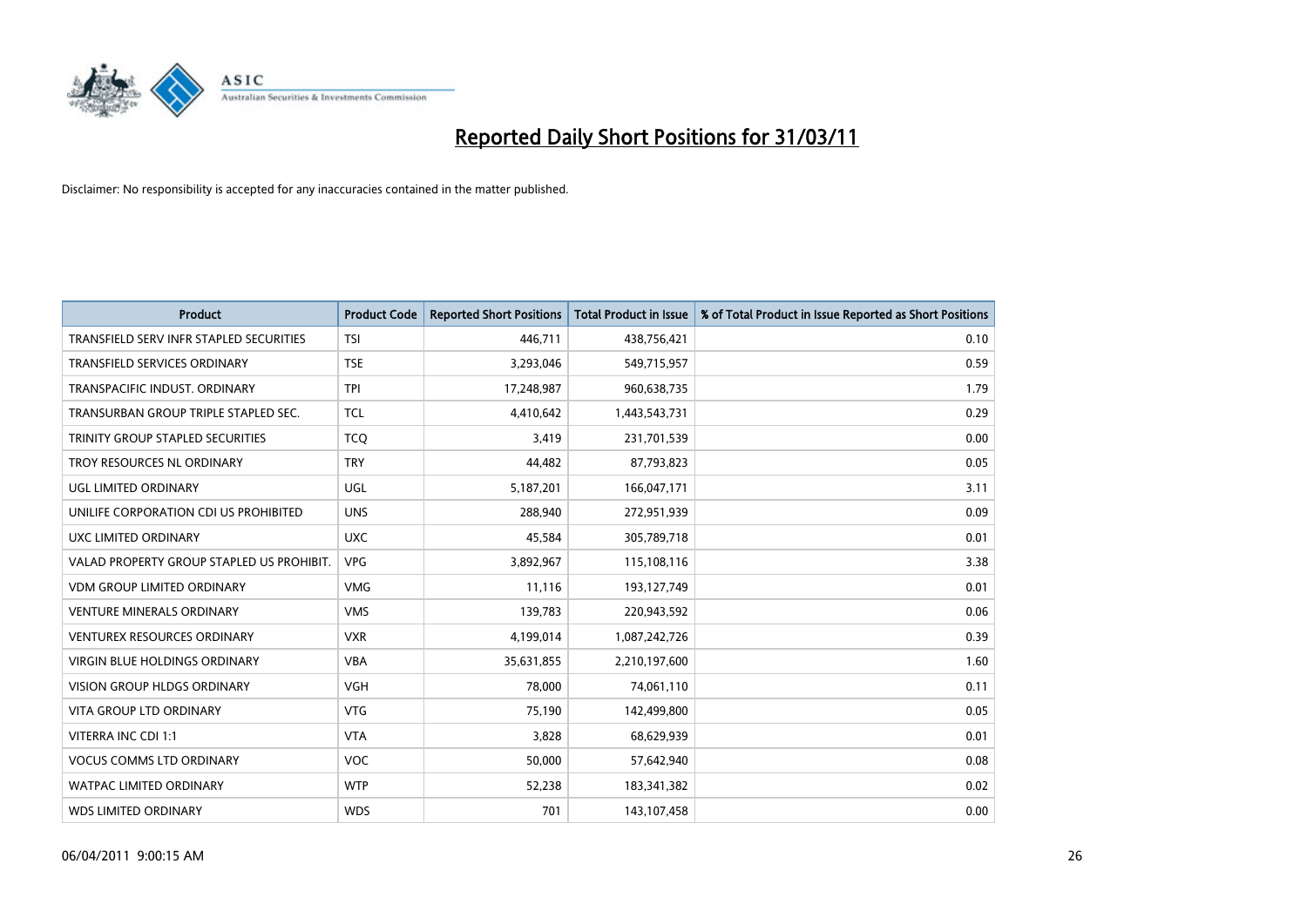# Reported Daily Short Positions for 31/03/11

Disclaimer: No responsibility is accepted for any inaccuracies contained in the matter published.

| Product | Product Code | Reported Short Positions | Total Product in Issue | % of Total Product in Issue Reported as Short Positions |
|---|---|---|---|---|
| TRANSFIELD SERV INFR STAPLED SECURITIES | TSI | 446,711 | 438,756,421 | 0.10 |
| TRANSFIELD SERVICES ORDINARY | TSE | 3,293,046 | 549,715,957 | 0.59 |
| TRANSPACIFIC INDUST. ORDINARY | TPI | 17,248,987 | 960,638,735 | 1.79 |
| TRANSURBAN GROUP TRIPLE STAPLED SEC. | TCL | 4,410,642 | 1,443,543,731 | 0.29 |
| TRINITY GROUP STAPLED SECURITIES | TCQ | 3,419 | 231,701,539 | 0.00 |
| TROY RESOURCES NL ORDINARY | TRY | 44,482 | 87,793,823 | 0.05 |
| UGL LIMITED ORDINARY | UGL | 5,187,201 | 166,047,171 | 3.11 |
| UNILIFE CORPORATION CDI US PROHIBITED | UNS | 288,940 | 272,951,939 | 0.09 |
| UXC LIMITED ORDINARY | UXC | 45,584 | 305,789,718 | 0.01 |
| VALAD PROPERTY GROUP STAPLED US PROHIBIT. | VPG | 3,892,967 | 115,108,116 | 3.38 |
| VDM GROUP LIMITED ORDINARY | VMG | 11,116 | 193,127,749 | 0.01 |
| VENTURE MINERALS ORDINARY | VMS | 139,783 | 220,943,592 | 0.06 |
| VENTUREX RESOURCES ORDINARY | VXR | 4,199,014 | 1,087,242,726 | 0.39 |
| VIRGIN BLUE HOLDINGS ORDINARY | VBA | 35,631,855 | 2,210,197,600 | 1.60 |
| VISION GROUP HLDGS ORDINARY | VGH | 78,000 | 74,061,110 | 0.11 |
| VITA GROUP LTD ORDINARY | VTG | 75,190 | 142,499,800 | 0.05 |
| VITERRA INC CDI 1:1 | VTA | 3,828 | 68,629,939 | 0.01 |
| VOCUS COMMS LTD ORDINARY | VOC | 50,000 | 57,642,940 | 0.08 |
| WATPAC LIMITED ORDINARY | WTP | 52,238 | 183,341,382 | 0.02 |
| WDS LIMITED ORDINARY | WDS | 701 | 143,107,458 | 0.00 |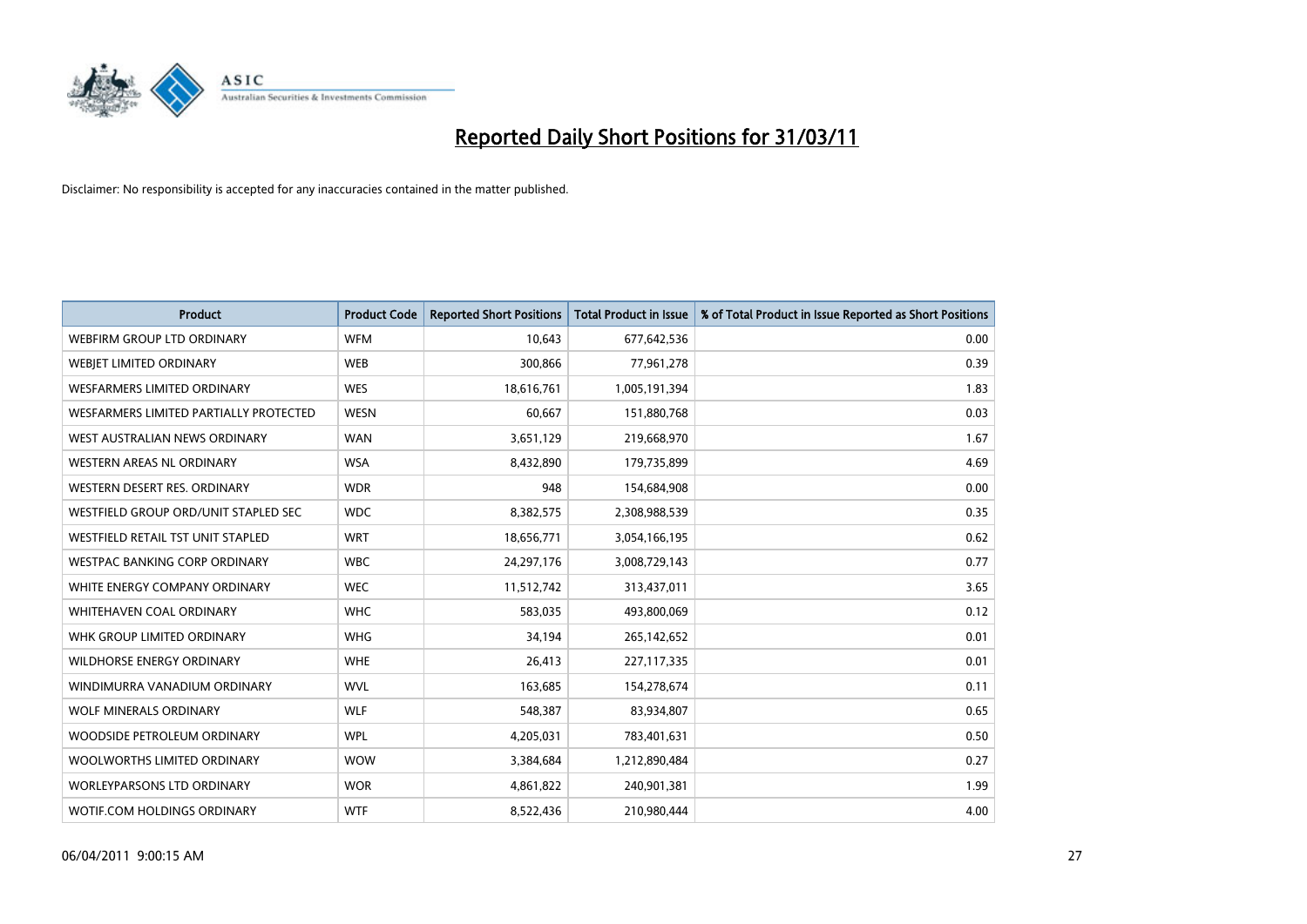# Reported Daily Short Positions for 31/03/11

Disclaimer: No responsibility is accepted for any inaccuracies contained in the matter published.

| Product | Product Code | Reported Short Positions | Total Product in Issue | % of Total Product in Issue Reported as Short Positions |
| --- | --- | --- | --- | --- |
| WEBFIRM GROUP LTD ORDINARY | WFM | 10,643 | 677,642,536 | 0.00 |
| WEBJET LIMITED ORDINARY | WEB | 300,866 | 77,961,278 | 0.39 |
| WESFARMERS LIMITED ORDINARY | WES | 18,616,761 | 1,005,191,394 | 1.83 |
| WESFARMERS LIMITED PARTIALLY PROTECTED | WESN | 60,667 | 151,880,768 | 0.03 |
| WEST AUSTRALIAN NEWS ORDINARY | WAN | 3,651,129 | 219,668,970 | 1.67 |
| WESTERN AREAS NL ORDINARY | WSA | 8,432,890 | 179,735,899 | 4.69 |
| WESTERN DESERT RES. ORDINARY | WDR | 948 | 154,684,908 | 0.00 |
| WESTFIELD GROUP ORD/UNIT STAPLED SEC | WDC | 8,382,575 | 2,308,988,539 | 0.35 |
| WESTFIELD RETAIL TST UNIT STAPLED | WRT | 18,656,771 | 3,054,166,195 | 0.62 |
| WESTPAC BANKING CORP ORDINARY | WBC | 24,297,176 | 3,008,729,143 | 0.77 |
| WHITE ENERGY COMPANY ORDINARY | WEC | 11,512,742 | 313,437,011 | 3.65 |
| WHITEHAVEN COAL ORDINARY | WHC | 583,035 | 493,800,069 | 0.12 |
| WHK GROUP LIMITED ORDINARY | WHG | 34,194 | 265,142,652 | 0.01 |
| WILDHORSE ENERGY ORDINARY | WHE | 26,413 | 227,117,335 | 0.01 |
| WINDIMURRA VANADIUM ORDINARY | WVL | 163,685 | 154,278,674 | 0.11 |
| WOLF MINERALS ORDINARY | WLF | 548,387 | 83,934,807 | 0.65 |
| WOODSIDE PETROLEUM ORDINARY | WPL | 4,205,031 | 783,401,631 | 0.50 |
| WOOLWORTHS LIMITED ORDINARY | WOW | 3,384,684 | 1,212,890,484 | 0.27 |
| WORLEYPARSONS LTD ORDINARY | WOR | 4,861,822 | 240,901,381 | 1.99 |
| WOTIF.COM HOLDINGS ORDINARY | WTF | 8,522,436 | 210,980,444 | 4.00 |

06/04/2011 9:00:15 AM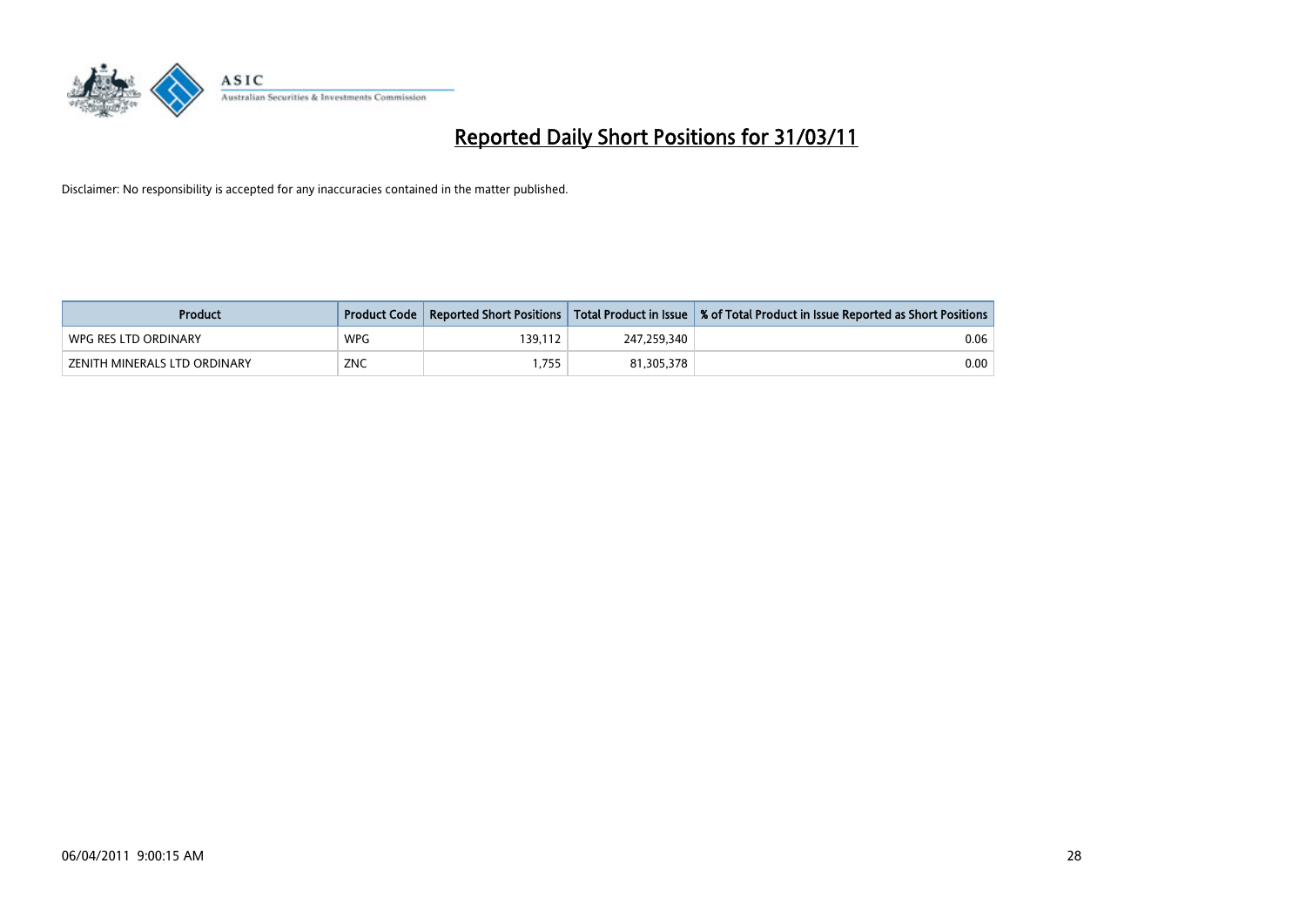# Reported Daily Short Positions for 31/03/11

Disclaimer: No responsibility is accepted for any inaccuracies contained in the matter published.

| Product | Product Code | Reported Short Positions | Total Product in Issue | % of Total Product in Issue Reported as Short Positions |
|---|---|---|---|---|
| WPG RES LTD ORDINARY | WPG | 139,112 | 247,259,340 | 0.06 |
| ZENITH MINERALS LTD ORDINARY | ZNC | 1,755 | 81,305,378 | 0.00 |